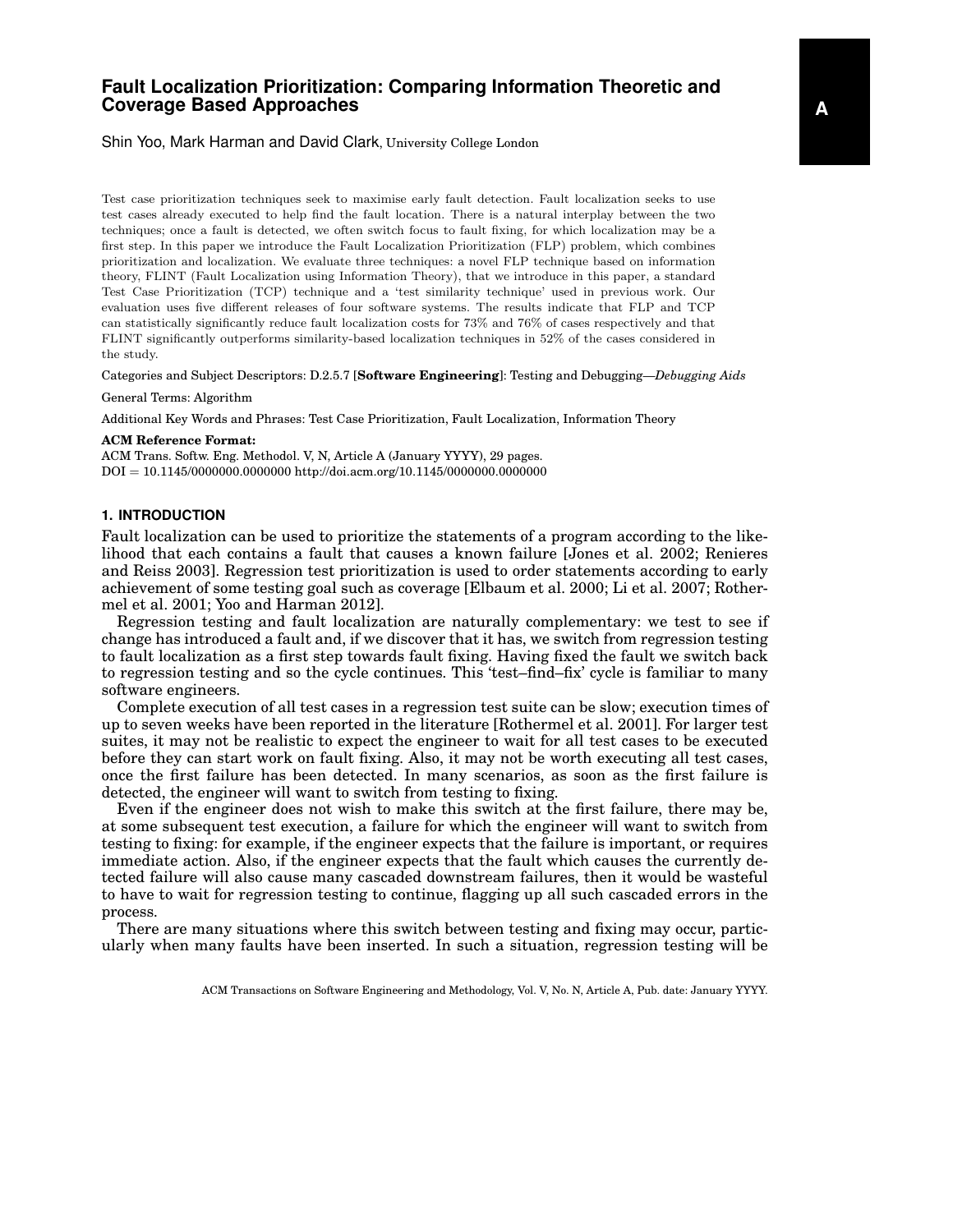# Fault Localization Prioritization: Comparing Information Theoretic and Coverage Based Approaches

Shin Yoo, Mark Harman and David Clark, University College London

Test case prioritization techniques seek to maximise early fault detection. Fault localization seeks to use test cases already executed to help find the fault location. There is a natural interplay between the two techniques; once a fault is detected, we often switch focus to fault fixing, for which localization may be a first step. In this paper we introduce the Fault Localization Prioritization (FLP) problem, which combines prioritization and localization. We evaluate three techniques: a novel FLP technique based on information theory, FLINT (Fault Localization using Information Theory), that we introduce in this paper, a standard Test Case Prioritization (TCP) technique and a 'test similarity technique' used in previous work. Our evaluation uses five different releases of four software systems. The results indicate that FLP and TCP can statistically significantly reduce fault localization costs for 73% and 76% of cases respectively and that FLINT significantly outperforms similarity-based localization techniques in 52% of the cases considered in the study.

Categories and Subject Descriptors: D.2.5.7 [**Software Engineering**]: Testing and Debugging—*Debugging Aids*

General Terms: Algorithm

Additional Key Words and Phrases: Test Case Prioritization, Fault Localization, Information Theory

**ACM Reference Format:**
ACM Trans. Softw. Eng. Methodol. V, N, Article A (January YYYY), 29 pages.
DOI = 10.1145/0000000.0000000 http://doi.acm.org/10.1145/0000000.0000000

## 1. INTRODUCTION

Fault localization can be used to prioritize the statements of a program according to the likelihood that each contains a fault that causes a known failure [Jones et al. 2002; Renieres and Reiss 2003]. Regression test prioritization is used to order statements according to early achievement of some testing goal such as coverage [Elbaum et al. 2000; Li et al. 2007; Rothermel et al. 2001; Yoo and Harman 2012].

Regression testing and fault localization are naturally complementary: we test to see if change has introduced a fault and, if we discover that it has, we switch from regression testing to fault localization as a first step towards fault fixing. Having fixed the fault we switch back to regression testing and so the cycle continues. This 'test–find–fix' cycle is familiar to many software engineers.

Complete execution of all test cases in a regression test suite can be slow; execution times of up to seven weeks have been reported in the literature [Rothermel et al. 2001]. For larger test suites, it may not be realistic to expect the engineer to wait for all test cases to be executed before they can start work on fault fixing. Also, it may not be worth executing all test cases, once the first failure has been detected. In many scenarios, as soon as the first failure is detected, the engineer will want to switch from testing to fixing.

Even if the engineer does not wish to make this switch at the first failure, there may be, at some subsequent test execution, a failure for which the engineer will want to switch from testing to fixing: for example, if the engineer expects that the failure is important, or requires immediate action. Also, if the engineer expects that the fault which causes the currently detected failure will also cause many cascaded downstream failures, then it would be wasteful to have to wait for regression testing to continue, flagging up all such cascaded errors in the process.

There are many situations where this switch between testing and fixing may occur, particularly when many faults have been inserted. In such a situation, regression testing will be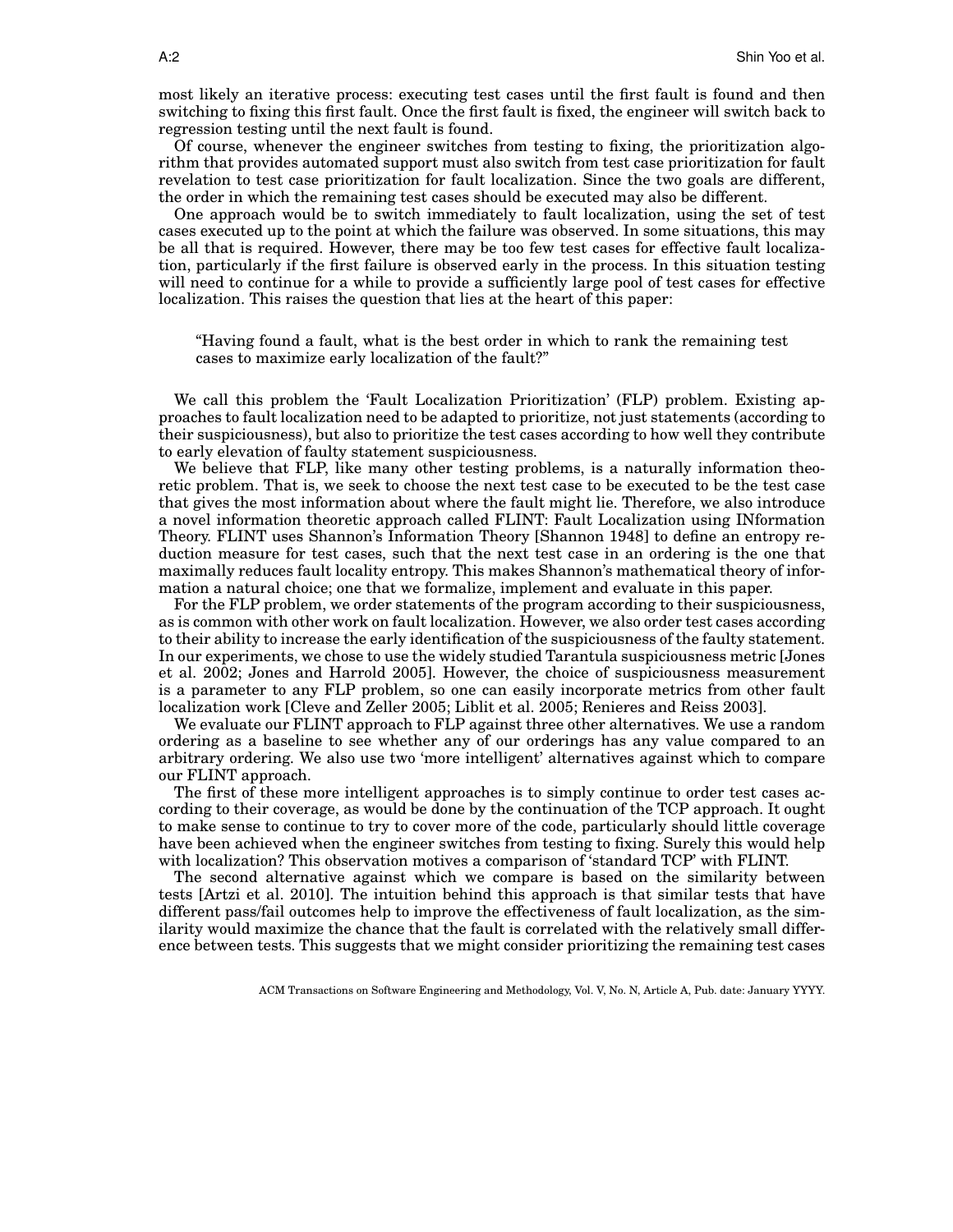most likely an iterative process: executing test cases until the first fault is found and then switching to fixing this first fault. Once the first fault is fixed, the engineer will switch back to regression testing until the next fault is found.

Of course, whenever the engineer switches from testing to fixing, the prioritization algorithm that provides automated support must also switch from test case prioritization for fault revelation to test case prioritization for fault localization. Since the two goals are different, the order in which the remaining test cases should be executed may also be different.

One approach would be to switch immediately to fault localization, using the set of test cases executed up to the point at which the failure was observed. In some situations, this may be all that is required. However, there may be too few test cases for effective fault localization, particularly if the first failure is observed early in the process. In this situation testing will need to continue for a while to provide a sufficiently large pool of test cases for effective localization. This raises the question that lies at the heart of this paper:

> "Having found a fault, what is the best order in which to rank the remaining test cases to maximize early localization of the fault?"

We call this problem the 'Fault Localization Prioritization' (FLP) problem. Existing approaches to fault localization need to be adapted to prioritize, not just statements (according to their suspiciousness), but also to prioritize the test cases according to how well they contribute to early elevation of faulty statement suspiciousness.

We believe that FLP, like many other testing problems, is a naturally information theoretic problem. That is, we seek to choose the next test case to be executed to be the test case that gives the most information about where the fault might lie. Therefore, we also introduce a novel information theoretic approach called FLINT: Fault Localization using INformation Theory. FLINT uses Shannon's Information Theory [Shannon 1948] to define an entropy reduction measure for test cases, such that the next test case in an ordering is the one that maximally reduces fault locality entropy. This makes Shannon's mathematical theory of information a natural choice; one that we formalize, implement and evaluate in this paper.

For the FLP problem, we order statements of the program according to their suspiciousness, as is common with other work on fault localization. However, we also order test cases according to their ability to increase the early identification of the suspiciousness of the faulty statement. In our experiments, we chose to use the widely studied Tarantula suspiciousness metric [Jones et al. 2002; Jones and Harrold 2005]. However, the choice of suspiciousness measurement is a parameter to any FLP problem, so one can easily incorporate metrics from other fault localization work [Cleve and Zeller 2005; Liblit et al. 2005; Renieres and Reiss 2003].

We evaluate our FLINT approach to FLP against three other alternatives. We use a random ordering as a baseline to see whether any of our orderings has any value compared to an arbitrary ordering. We also use two 'more intelligent' alternatives against which to compare our FLINT approach.

The first of these more intelligent approaches is to simply continue to order test cases according to their coverage, as would be done by the continuation of the TCP approach. It ought to make sense to continue to try to cover more of the code, particularly should little coverage have been achieved when the engineer switches from testing to fixing. Surely this would help with localization? This observation motives a comparison of 'standard TCP' with FLINT.

The second alternative against which we compare is based on the similarity between tests [Artzi et al. 2010]. The intuition behind this approach is that similar tests that have different pass/fail outcomes help to improve the effectiveness of fault localization, as the similarity would maximize the chance that the fault is correlated with the relatively small difference between tests. This suggests that we might consider prioritizing the remaining test cases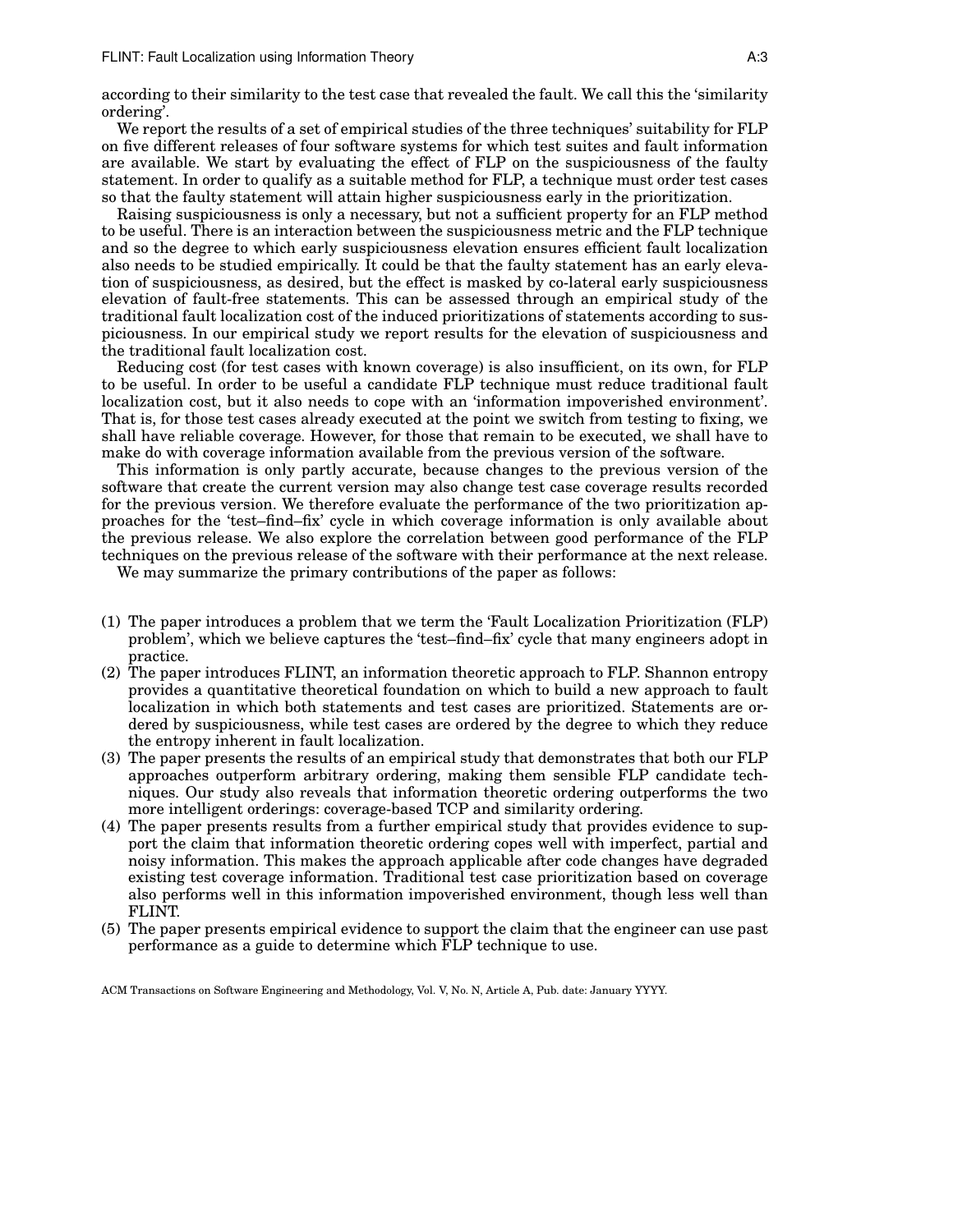according to their similarity to the test case that revealed the fault. We call this the 'similarity ordering'.

We report the results of a set of empirical studies of the three techniques' suitability for FLP on five different releases of four software systems for which test suites and fault information are available. We start by evaluating the effect of FLP on the suspiciousness of the faulty statement. In order to qualify as a suitable method for FLP, a technique must order test cases so that the faulty statement will attain higher suspiciousness early in the prioritization.

Raising suspiciousness is only a necessary, but not a sufficient property for an FLP method to be useful. There is an interaction between the suspiciousness metric and the FLP technique and so the degree to which early suspiciousness elevation ensures efficient fault localization also needs to be studied empirically. It could be that the faulty statement has an early elevation of suspiciousness, as desired, but the effect is masked by co-lateral early suspiciousness elevation of fault-free statements. This can be assessed through an empirical study of the traditional fault localization cost of the induced prioritizations of statements according to suspiciousness. In our empirical study we report results for the elevation of suspiciousness and the traditional fault localization cost.

Reducing cost (for test cases with known coverage) is also insufficient, on its own, for FLP to be useful. In order to be useful a candidate FLP technique must reduce traditional fault localization cost, but it also needs to cope with an 'information impoverished environment'. That is, for those test cases already executed at the point we switch from testing to fixing, we shall have reliable coverage. However, for those that remain to be executed, we shall have to make do with coverage information available from the previous version of the software.

This information is only partly accurate, because changes to the previous version of the software that create the current version may also change test case coverage results recorded for the previous version. We therefore evaluate the performance of the two prioritization approaches for the 'test–find–fix' cycle in which coverage information is only available about the previous release. We also explore the correlation between good performance of the FLP techniques on the previous release of the software with their performance at the next release.

We may summarize the primary contributions of the paper as follows:

(1) The paper introduces a problem that we term the 'Fault Localization Prioritization (FLP) problem', which we believe captures the 'test–find–fix' cycle that many engineers adopt in practice.
(2) The paper introduces FLINT, an information theoretic approach to FLP. Shannon entropy provides a quantitative theoretical foundation on which to build a new approach to fault localization in which both statements and test cases are prioritized. Statements are ordered by suspiciousness, while test cases are ordered by the degree to which they reduce the entropy inherent in fault localization.
(3) The paper presents the results of an empirical study that demonstrates that both our FLP approaches outperform arbitrary ordering, making them sensible FLP candidate techniques. Our study also reveals that information theoretic ordering outperforms the two more intelligent orderings: coverage-based TCP and similarity ordering.
(4) The paper presents results from a further empirical study that provides evidence to support the claim that information theoretic ordering copes well with imperfect, partial and noisy information. This makes the approach applicable after code changes have degraded existing test coverage information. Traditional test case prioritization based on coverage also performs well in this information impoverished environment, though less well than FLINT.
(5) The paper presents empirical evidence to support the claim that the engineer can use past performance as a guide to determine which FLP technique to use.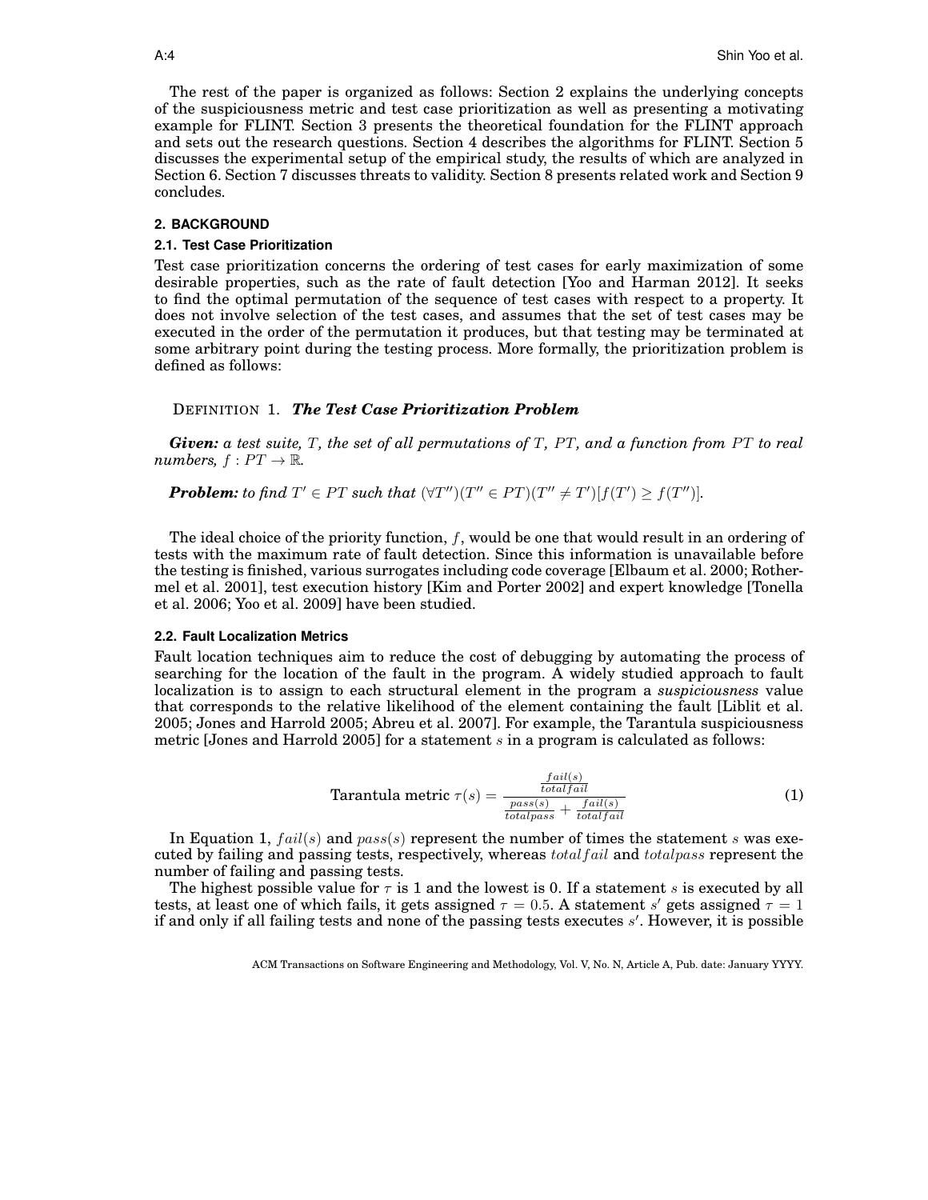The rest of the paper is organized as follows: Section 2 explains the underlying concepts of the suspiciousness metric and test case prioritization as well as presenting a motivating example for FLINT. Section 3 presents the theoretical foundation for the FLINT approach and sets out the research questions. Section 4 describes the algorithms for FLINT. Section 5 discusses the experimental setup of the empirical study, the results of which are analyzed in Section 6. Section 7 discusses threats to validity. Section 8 presents related work and Section 9 concludes.

## 2. BACKGROUND

### 2.1. Test Case Prioritization

Test case prioritization concerns the ordering of test cases for early maximization of some desirable properties, such as the rate of fault detection [Yoo and Harman 2012]. It seeks to find the optimal permutation of the sequence of test cases with respect to a property. It does not involve selection of the test cases, and assumes that the set of test cases may be executed in the order of the permutation it produces, but that testing may be terminated at some arbitrary point during the testing process. More formally, the prioritization problem is defined as follows:

DEFINITION 1. ***The Test Case Prioritization Problem***

***Given:*** *a test suite, $T$, the set of all permutations of $T$, $PT$, and a function from $PT$ to real numbers, $f : PT \rightarrow \mathbb{R}$.*

***Problem:*** *to find $T' \in PT$ such that $(\forall T'')(T'' \in PT)(T'' \neq T')[f(T') \geq f(T'')]$.*

The ideal choice of the priority function, $f$, would be one that would result in an ordering of tests with the maximum rate of fault detection. Since this information is unavailable before the testing is finished, various surrogates including code coverage [Elbaum et al. 2000; Rothermel et al. 2001], test execution history [Kim and Porter 2002] and expert knowledge [Tonella et al. 2006; Yoo et al. 2009] have been studied.

### 2.2. Fault Localization Metrics

Fault location techniques aim to reduce the cost of debugging by automating the process of searching for the location of the fault in the program. A widely studied approach to fault localization is to assign to each structural element in the program a *suspiciousness* value that corresponds to the relative likelihood of the element containing the fault [Liblit et al. 2005; Jones and Harrold 2005; Abreu et al. 2007]. For example, the Tarantula suspiciousness metric [Jones and Harrold 2005] for a statement $s$ in a program is calculated as follows:

$$\text{Tarantula metric } \tau(s) = \frac{\frac{fail(s)}{totalfail}}{\frac{pass(s)}{totalpass} + \frac{fail(s)}{totalfail}} \tag{1}$$

In Equation 1, $fail(s)$ and $pass(s)$ represent the number of times the statement $s$ was executed by failing and passing tests, respectively, whereas $totalfail$ and $totalpass$ represent the number of failing and passing tests.

The highest possible value for $\tau$ is 1 and the lowest is 0. If a statement $s$ is executed by all tests, at least one of which fails, it gets assigned $\tau = 0.5$. A statement $s'$ gets assigned $\tau = 1$ if and only if all failing tests and none of the passing tests executes $s'$. However, it is possible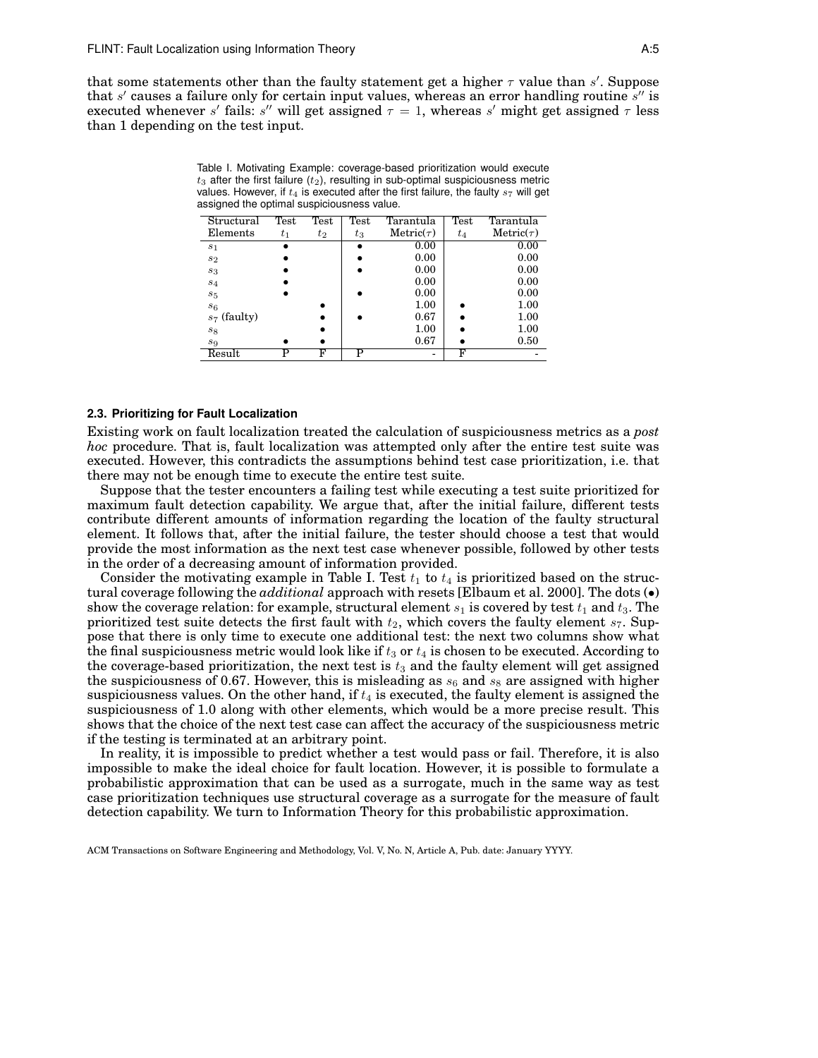that some statements other than the faulty statement get a higher $\tau$ value than $s'$. Suppose that $s'$ causes a failure only for certain input values, whereas an error handling routine $s''$ is executed whenever $s'$ fails: $s''$ will get assigned $\tau = 1$, whereas $s'$ might get assigned $\tau$ less than 1 depending on the test input.

Table I. Motivating Example: coverage-based prioritization would execute $t_3$ after the first failure ($t_2$), resulting in sub-optimal suspiciousness metric values. However, if $t_4$ is executed after the first failure, the faulty $s_7$ will get assigned the optimal suspiciousness value.

| Structural Elements | Test $t_1$ | Test $t_2$ | Test $t_3$ | Tarantula Metric($\tau$) | Test $t_4$ | Tarantula Metric($\tau$) |
|---|---|---|---|---|---|---|
| $s_1$ | • | | • | 0.00 | | 0.00 |
| $s_2$ | • | | • | 0.00 | | 0.00 |
| $s_3$ | • | | • | 0.00 | | 0.00 |
| $s_4$ | • | | | 0.00 | | 0.00 |
| $s_5$ | • | | • | 0.00 | | 0.00 |
| $s_6$ | | • | | 1.00 | • | 1.00 |
| $s_7$ (faulty) | | • | • | 0.67 | • | 1.00 |
| $s_8$ | | • | | 1.00 | • | 1.00 |
| $s_9$ | • | • | | 0.67 | • | 0.50 |
| Result | P | F | P | - | F | - |

### 2.3. Prioritizing for Fault Localization

Existing work on fault localization treated the calculation of suspiciousness metrics as a *post hoc* procedure. That is, fault localization was attempted only after the entire test suite was executed. However, this contradicts the assumptions behind test case prioritization, i.e. that there may not be enough time to execute the entire test suite.

Suppose that the tester encounters a failing test while executing a test suite prioritized for maximum fault detection capability. We argue that, after the initial failure, different tests contribute different amounts of information regarding the location of the faulty structural element. It follows that, after the initial failure, the tester should choose a test that would provide the most information as the next test case whenever possible, followed by other tests in the order of a decreasing amount of information provided.

Consider the motivating example in Table I. Test $t_1$ to $t_4$ is prioritized based on the structural coverage following the *additional* approach with resets [Elbaum et al. 2000]. The dots (•) show the coverage relation: for example, structural element $s_1$ is covered by test $t_1$ and $t_3$. The prioritized test suite detects the first fault with $t_2$, which covers the faulty element $s_7$. Suppose that there is only time to execute one additional test: the next two columns show what the final suspiciousness metric would look like if $t_3$ or $t_4$ is chosen to be executed. According to the coverage-based prioritization, the next test is $t_3$ and the faulty element will get assigned the suspiciousness of 0.67. However, this is misleading as $s_6$ and $s_8$ are assigned with higher suspiciousness values. On the other hand, if $t_4$ is executed, the faulty element is assigned the suspiciousness of 1.0 along with other elements, which would be a more precise result. This shows that the choice of the next test case can affect the accuracy of the suspiciousness metric if the testing is terminated at an arbitrary point.

In reality, it is impossible to predict whether a test would pass or fail. Therefore, it is also impossible to make the ideal choice for fault location. However, it is possible to formulate a probabilistic approximation that can be used as a surrogate, much in the same way as test case prioritization techniques use structural coverage as a surrogate for the measure of fault detection capability. We turn to Information Theory for this probabilistic approximation.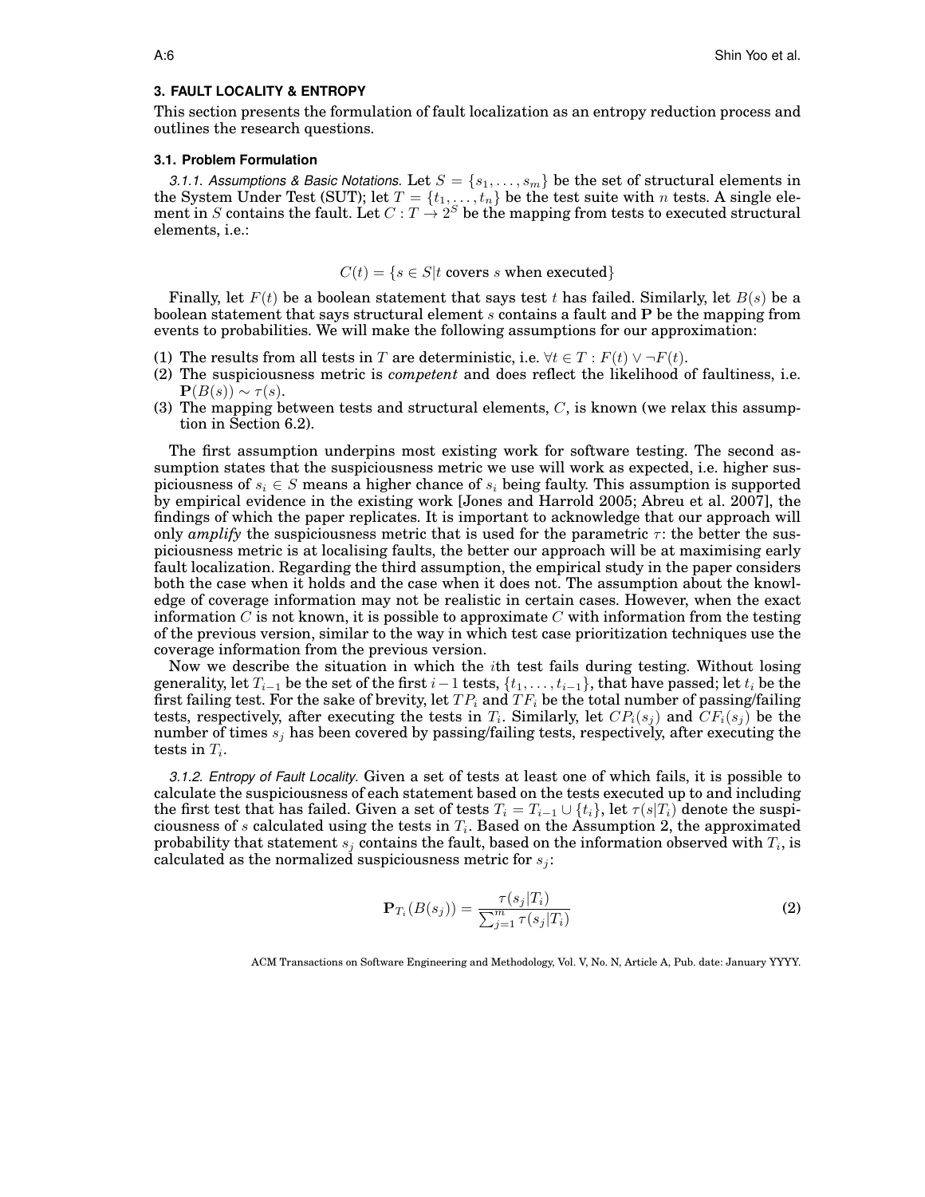## 3. FAULT LOCALITY & ENTROPY

This section presents the formulation of fault localization as an entropy reduction process and outlines the research questions.

### 3.1. Problem Formulation

*3.1.1. Assumptions & Basic Notations.* Let $S = \{s_1, \ldots, s_m\}$ be the set of structural elements in the System Under Test (SUT); let $T = \{t_1, \ldots, t_n\}$ be the test suite with $n$ tests. A single element in $S$ contains the fault. Let $C : T \rightarrow 2^S$ be the mapping from tests to executed structural elements, i.e.:

$$C(t) = \{s \in S | t \text{ covers } s \text{ when executed}\}$$

Finally, let $F(t)$ be a boolean statement that says test $t$ has failed. Similarly, let $B(s)$ be a boolean statement that says structural element $s$ contains a fault and $\mathbf{P}$ be the mapping from events to probabilities. We will make the following assumptions for our approximation:

(1) The results from all tests in $T$ are deterministic, i.e. $\forall t \in T : F(t) \vee \neg F(t)$.
(2) The suspiciousness metric is *competent* and does reflect the likelihood of faultiness, i.e. $\mathbf{P}(B(s)) \sim \tau(s)$.
(3) The mapping between tests and structural elements, $C$, is known (we relax this assumption in Section 6.2).

The first assumption underpins most existing work for software testing. The second assumption states that the suspiciousness metric we use will work as expected, i.e. higher suspiciousness of $s_i \in S$ means a higher chance of $s_i$ being faulty. This assumption is supported by empirical evidence in the existing work [Jones and Harrold 2005; Abreu et al. 2007], the findings of which the paper replicates. It is important to acknowledge that our approach will only *amplify* the suspiciousness metric that is used for the parametric $\tau$: the better the suspiciousness metric is at localising faults, the better our approach will be at maximising early fault localization. Regarding the third assumption, the empirical study in the paper considers both the case when it holds and the case when it does not. The assumption about the knowledge of coverage information may not be realistic in certain cases. However, when the exact information $C$ is not known, it is possible to approximate $C$ with information from the testing of the previous version, similar to the way in which test case prioritization techniques use the coverage information from the previous version.

Now we describe the situation in which the $i$th test fails during testing. Without losing generality, let $T_{i-1}$ be the set of the first $i-1$ tests, $\{t_1, \ldots, t_{i-1}\}$, that have passed; let $t_i$ be the first failing test. For the sake of brevity, let $TP_i$ and $TF_i$ be the total number of passing/failing tests, respectively, after executing the tests in $T_i$. Similarly, let $CP_i(s_j)$ and $CF_i(s_j)$ be the number of times $s_j$ has been covered by passing/failing tests, respectively, after executing the tests in $T_i$.

*3.1.2. Entropy of Fault Locality.* Given a set of tests at least one of which fails, it is possible to calculate the suspiciousness of each statement based on the tests executed up to and including the first test that has failed. Given a set of tests $T_i = T_{i-1} \cup \{t_i\}$, let $\tau(s|T_i)$ denote the suspiciousness of $s$ calculated using the tests in $T_i$. Based on the Assumption 2, the approximated probability that statement $s_j$ contains the fault, based on the information observed with $T_i$, is calculated as the normalized suspiciousness metric for $s_j$:

$$\mathbf{P}_{T_i}(B(s_j)) = \frac{\tau(s_j|T_i)}{\sum_{j=1}^{m} \tau(s_j|T_i)} \tag{2}$$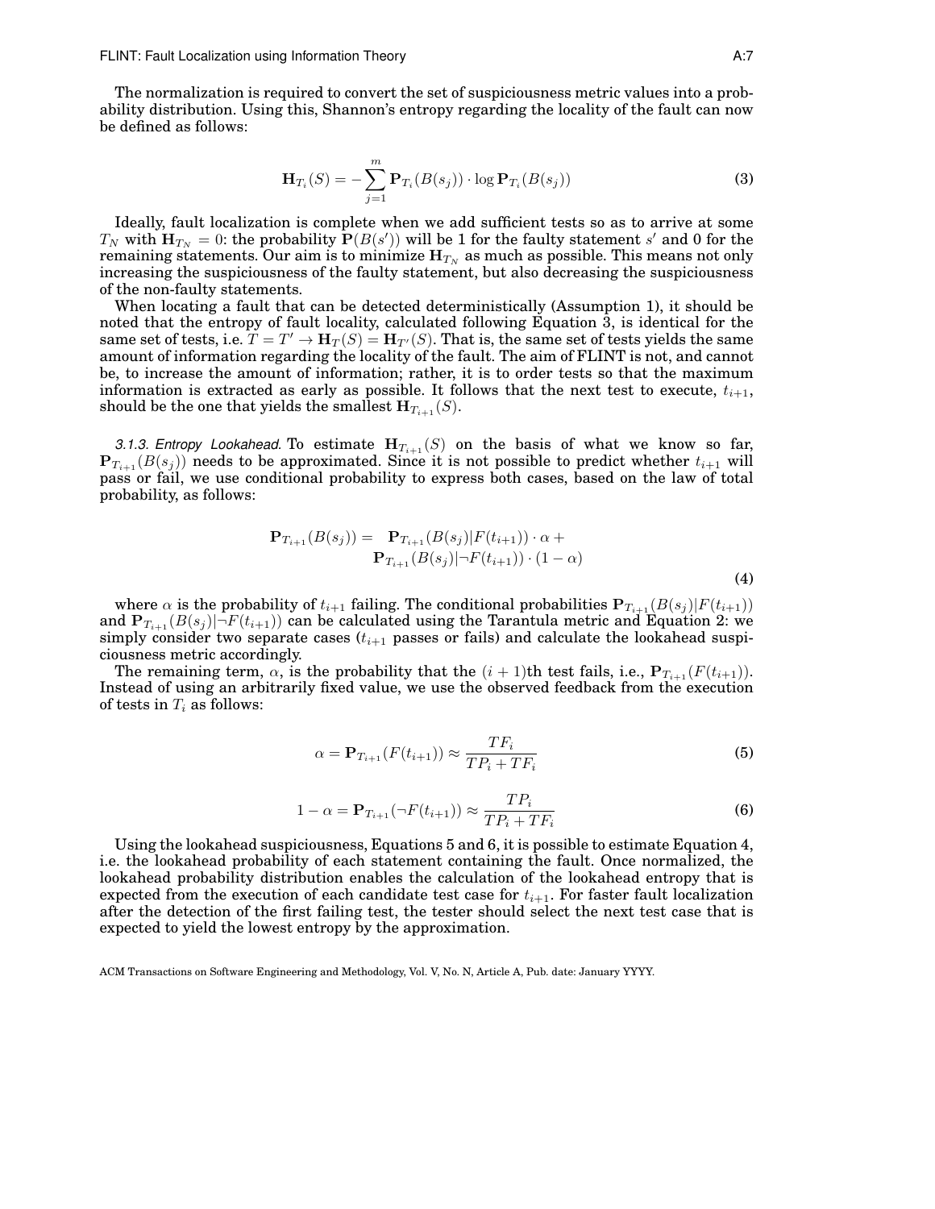The normalization is required to convert the set of suspiciousness metric values into a probability distribution. Using this, Shannon's entropy regarding the locality of the fault can now be defined as follows:

$$\mathbf{H}_{T_i}(S) = -\sum_{j=1}^{m} \mathbf{P}_{T_i}(B(s_j)) \cdot \log \mathbf{P}_{T_i}(B(s_j)) \tag{3}$$

Ideally, fault localization is complete when we add sufficient tests so as to arrive at some $T_N$ with $\mathbf{H}_{T_N} = 0$: the probability $\mathbf{P}(B(s'))$ will be 1 for the faulty statement $s'$ and 0 for the remaining statements. Our aim is to minimize $\mathbf{H}_{T_N}$ as much as possible. This means not only increasing the suspiciousness of the faulty statement, but also decreasing the suspiciousness of the non-faulty statements.

When locating a fault that can be detected deterministically (Assumption 1), it should be noted that the entropy of fault locality, calculated following Equation 3, is identical for the same set of tests, i.e. $T = T' \rightarrow \mathbf{H}_T(S) = \mathbf{H}_{T'}(S)$. That is, the same set of tests yields the same amount of information regarding the locality of the fault. The aim of FLINT is not, and cannot be, to increase the amount of information; rather, it is to order tests so that the maximum information is extracted as early as possible. It follows that the next test to execute, $t_{i+1}$, should be the one that yields the smallest $\mathbf{H}_{T_{i+1}}(S)$.

*3.1.3. Entropy Lookahead.* To estimate $\mathbf{H}_{T_{i+1}}(S)$ on the basis of what we know so far, $\mathbf{P}_{T_{i+1}}(B(s_j))$ needs to be approximated. Since it is not possible to predict whether $t_{i+1}$ will pass or fail, we use conditional probability to express both cases, based on the law of total probability, as follows:

$$\begin{aligned}\mathbf{P}_{T_{i+1}}(B(s_j)) = \;& \mathbf{P}_{T_{i+1}}(B(s_j)|F(t_{i+1})) \cdot \alpha \;+ \\ & \mathbf{P}_{T_{i+1}}(B(s_j)|\neg F(t_{i+1})) \cdot (1 - \alpha)\end{aligned} \tag{4}$$

where $\alpha$ is the probability of $t_{i+1}$ failing. The conditional probabilities $\mathbf{P}_{T_{i+1}}(B(s_j)|F(t_{i+1}))$ and $\mathbf{P}_{T_{i+1}}(B(s_j)|\neg F(t_{i+1}))$ can be calculated using the Tarantula metric and Equation 2: we simply consider two separate cases ($t_{i+1}$ passes or fails) and calculate the lookahead suspiciousness metric accordingly.

The remaining term, $\alpha$, is the probability that the $(i+1)$th test fails, i.e., $\mathbf{P}_{T_{i+1}}(F(t_{i+1}))$. Instead of using an arbitrarily fixed value, we use the observed feedback from the execution of tests in $T_i$ as follows:

$$\alpha = \mathbf{P}_{T_{i+1}}(F(t_{i+1})) \approx \frac{TF_i}{TP_i + TF_i} \tag{5}$$

$$1 - \alpha = \mathbf{P}_{T_{i+1}}(\neg F(t_{i+1})) \approx \frac{TP_i}{TP_i + TF_i} \tag{6}$$

Using the lookahead suspiciousness, Equations 5 and 6, it is possible to estimate Equation 4, i.e. the lookahead probability of each statement containing the fault. Once normalized, the lookahead probability distribution enables the calculation of the lookahead entropy that is expected from the execution of each candidate test case for $t_{i+1}$. For faster fault localization after the detection of the first failing test, the tester should select the next test case that is expected to yield the lowest entropy by the approximation.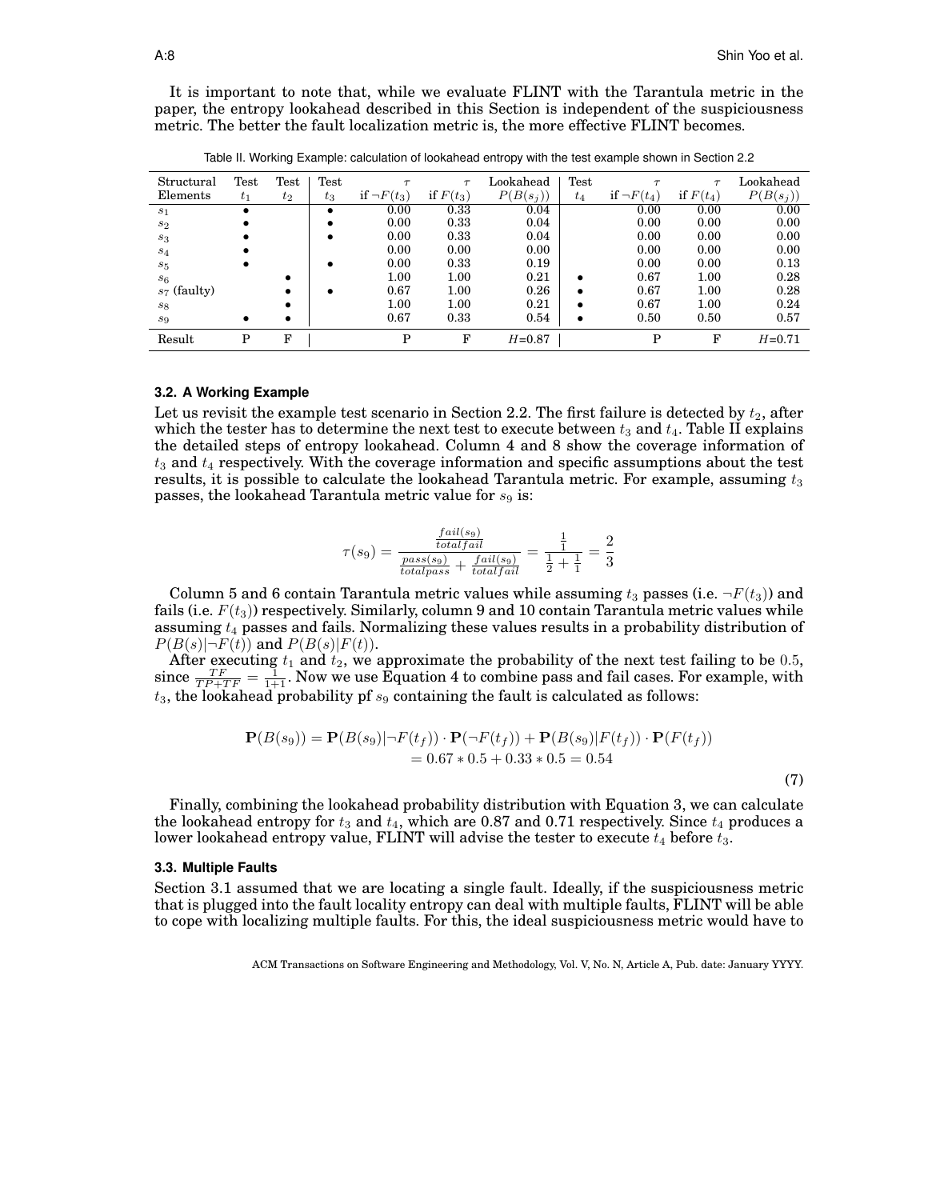It is important to note that, while we evaluate FLINT with the Tarantula metric in the paper, the entropy lookahead described in this Section is independent of the suspiciousness metric. The better the fault localization metric is, the more effective FLINT becomes.

Table II. Working Example: calculation of lookahead entropy with the test example shown in Section 2.2

| Structural Elements | Test $t_1$ | Test $t_2$ | Test $t_3$ | $\tau$ if $\neg F(t_3)$ | $\tau$ if $F(t_3)$ | Lookahead $P(B(s_j))$ | Test $t_4$ | $\tau$ if $\neg F(t_4)$ | $\tau$ if $F(t_4)$ | Lookahead $P(B(s_j))$ |
|---|---|---|---|---|---|---|---|---|---|---|
| $s_1$ | • | | • | 0.00 | 0.33 | 0.04 | | 0.00 | 0.00 | 0.00 |
| $s_2$ | • | | • | 0.00 | 0.33 | 0.04 | | 0.00 | 0.00 | 0.00 |
| $s_3$ | • | | • | 0.00 | 0.33 | 0.04 | | 0.00 | 0.00 | 0.00 |
| $s_4$ | • | | | 0.00 | 0.00 | 0.00 | | 0.00 | 0.00 | 0.00 |
| $s_5$ | • | | • | 0.00 | 0.33 | 0.19 | | 0.00 | 0.00 | 0.13 |
| $s_6$ | | • | | 1.00 | 1.00 | 0.21 | • | 0.67 | 1.00 | 0.28 |
| $s_7$ (faulty) | | • | • | 0.67 | 1.00 | 0.26 | • | 0.67 | 1.00 | 0.28 |
| $s_8$ | | • | | 1.00 | 1.00 | 0.21 | • | 0.67 | 1.00 | 0.24 |
| $s_9$ | • | • | | 0.67 | 0.33 | 0.54 | • | 0.50 | 0.50 | 0.57 |
| Result | P | F | | P | F | $H$=0.87 | | P | F | $H$=0.71 |

### 3.2. A Working Example

Let us revisit the example test scenario in Section 2.2. The first failure is detected by $t_2$, after which the tester has to determine the next test to execute between $t_3$ and $t_4$. Table II explains the detailed steps of entropy lookahead. Column 4 and 8 show the coverage information of $t_3$ and $t_4$ respectively. With the coverage information and specific assumptions about the test results, it is possible to calculate the lookahead Tarantula metric. For example, assuming $t_3$ passes, the lookahead Tarantula metric value for $s_9$ is:

$$\tau(s_9) = \frac{\frac{fail(s_9)}{totalfail}}{\frac{pass(s_9)}{totalpass} + \frac{fail(s_9)}{totalfail}} = \frac{\frac{1}{1}}{\frac{1}{2} + \frac{1}{1}} = \frac{2}{3}$$

Column 5 and 6 contain Tarantula metric values while assuming $t_3$ passes (i.e. $\neg F(t_3)$) and fails (i.e. $F(t_3)$) respectively. Similarly, column 9 and 10 contain Tarantula metric values while assuming $t_4$ passes and fails. Normalizing these values results in a probability distribution of $P(B(s)|\neg F(t))$ and $P(B(s)|F(t))$.

After executing $t_1$ and $t_2$, we approximate the probability of the next test failing to be 0.5, since $\frac{TF}{TP+TF} = \frac{1}{1+1}$. Now we use Equation 4 to combine pass and fail cases. For example, with $t_3$, the lookahead probability pf $s_9$ containing the fault is calculated as follows:

$$\begin{aligned}\mathbf{P}(B(s_9)) &= \mathbf{P}(B(s_9)|\neg F(t_f)) \cdot \mathbf{P}(\neg F(t_f)) + \mathbf{P}(B(s_9)|F(t_f)) \cdot \mathbf{P}(F(t_f)) \\ &= 0.67 * 0.5 + 0.33 * 0.5 = 0.54\end{aligned} \tag{7}$$

Finally, combining the lookahead probability distribution with Equation 3, we can calculate the lookahead entropy for $t_3$ and $t_4$, which are 0.87 and 0.71 respectively. Since $t_4$ produces a lower lookahead entropy value, FLINT will advise the tester to execute $t_4$ before $t_3$.

### 3.3. Multiple Faults

Section 3.1 assumed that we are locating a single fault. Ideally, if the suspiciousness metric that is plugged into the fault locality entropy can deal with multiple faults, FLINT will be able to cope with localizing multiple faults. For this, the ideal suspiciousness metric would have to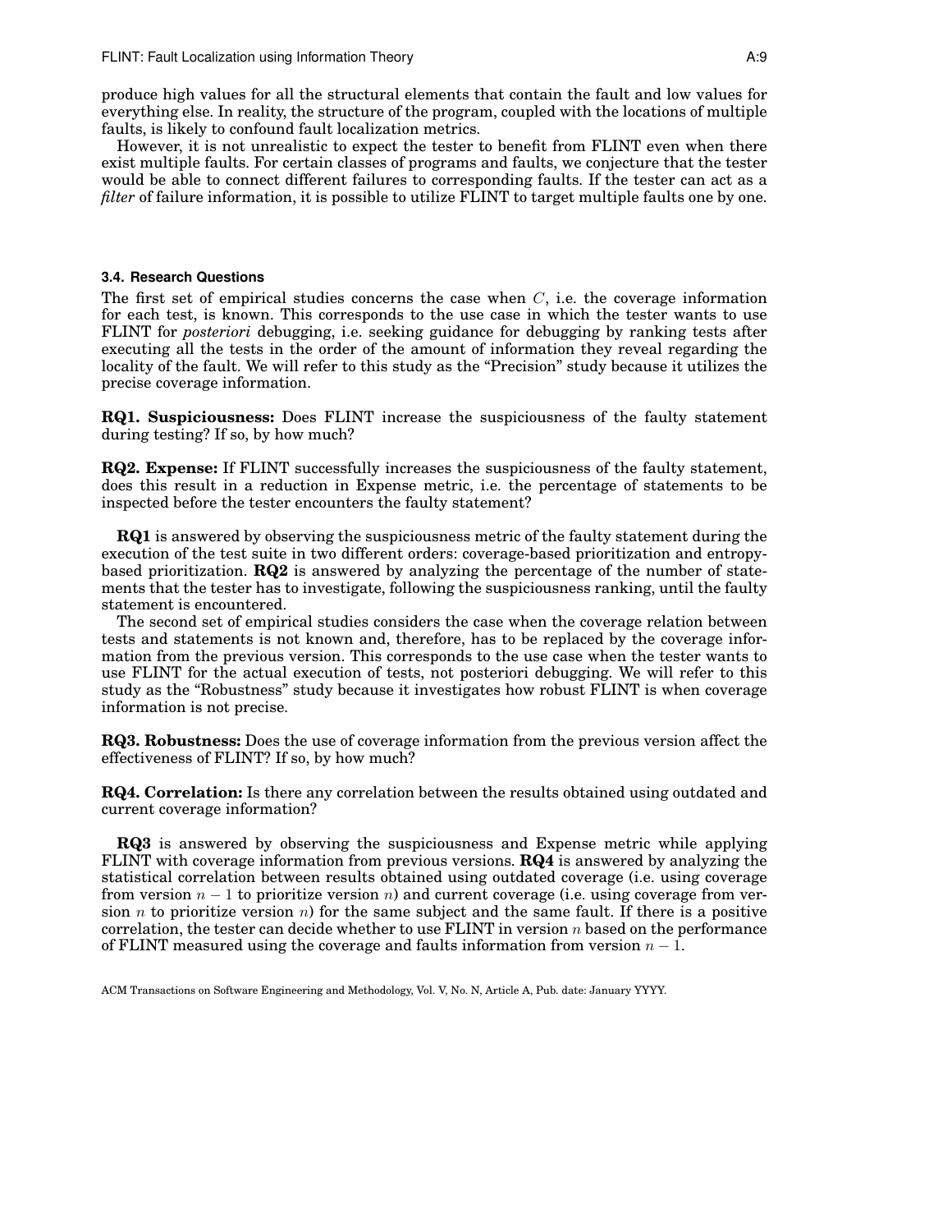produce high values for all the structural elements that contain the fault and low values for everything else. In reality, the structure of the program, coupled with the locations of multiple faults, is likely to confound fault localization metrics.

However, it is not unrealistic to expect the tester to benefit from FLINT even when there exist multiple faults. For certain classes of programs and faults, we conjecture that the tester would be able to connect different failures to corresponding faults. If the tester can act as a *filter* of failure information, it is possible to utilize FLINT to target multiple faults one by one.

### 3.4. Research Questions

The first set of empirical studies concerns the case when $C$, i.e. the coverage information for each test, is known. This corresponds to the use case in which the tester wants to use FLINT for *posteriori* debugging, i.e. seeking guidance for debugging by ranking tests after executing all the tests in the order of the amount of information they reveal regarding the locality of the fault. We will refer to this study as the "Precision" study because it utilizes the precise coverage information.

**RQ1. Suspiciousness:** Does FLINT increase the suspiciousness of the faulty statement during testing? If so, by how much?

**RQ2. Expense:** If FLINT successfully increases the suspiciousness of the faulty statement, does this result in a reduction in Expense metric, i.e. the percentage of statements to be inspected before the tester encounters the faulty statement?

**RQ1** is answered by observing the suspiciousness metric of the faulty statement during the execution of the test suite in two different orders: coverage-based prioritization and entropy-based prioritization. **RQ2** is answered by analyzing the percentage of the number of statements that the tester has to investigate, following the suspiciousness ranking, until the faulty statement is encountered.

The second set of empirical studies considers the case when the coverage relation between tests and statements is not known and, therefore, has to be replaced by the coverage information from the previous version. This corresponds to the use case when the tester wants to use FLINT for the actual execution of tests, not posteriori debugging. We will refer to this study as the "Robustness" study because it investigates how robust FLINT is when coverage information is not precise.

**RQ3. Robustness:** Does the use of coverage information from the previous version affect the effectiveness of FLINT? If so, by how much?

**RQ4. Correlation:** Is there any correlation between the results obtained using outdated and current coverage information?

**RQ3** is answered by observing the suspiciousness and Expense metric while applying FLINT with coverage information from previous versions. **RQ4** is answered by analyzing the statistical correlation between results obtained using outdated coverage (i.e. using coverage from version $n-1$ to prioritize version $n$) and current coverage (i.e. using coverage from version $n$ to prioritize version $n$) for the same subject and the same fault. If there is a positive correlation, the tester can decide whether to use FLINT in version $n$ based on the performance of FLINT measured using the coverage and faults information from version $n-1$.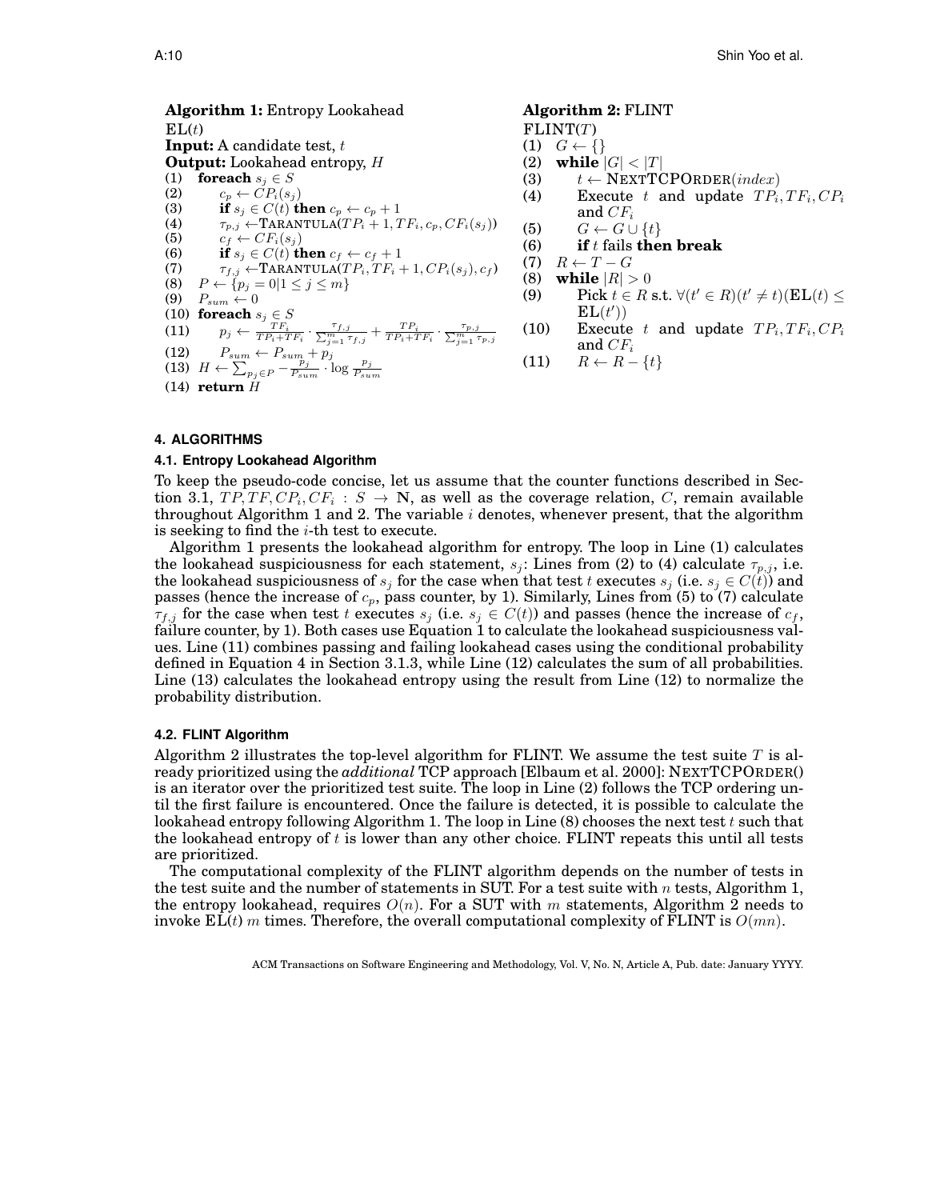**Algorithm 1:** Entropy Lookahead

```
EL(t)
Input: A candidate test, t
Output: Lookahead entropy, H
(1)  foreach s_j ∈ S
(2)      c_p ← CP_i(s_j)
(3)      if s_j ∈ C(t) then c_p ← c_p + 1
(4)      τ_{p,j} ← TARANTULA(TP_i + 1, TF_i, c_p, CF_i(s_j))
(5)      c_f ← CF_i(s_j)
(6)      if s_j ∈ C(t) then c_f ← c_f + 1
(7)      τ_{f,j} ← TARANTULA(TP_i, TF_i + 1, CP_i(s_j), c_f)
(8)  P ← {p_j = 0 | 1 ≤ j ≤ m}
(9)  P_sum ← 0
(10) foreach s_j ∈ S
(11)     p_j ← TF_i/(TP_i+TF_i) · τ_{f,j}/Σ_{j=1}^{m} τ_{f,j} + TP_i/(TP_i+TF_i) · τ_{p,j}/Σ_{j=1}^{m} τ_{p,j}
(12)     P_sum ← P_sum + p_j
(13) H ← Σ_{p_j ∈ P} − p_j/P_sum · log p_j/P_sum
(14) return H
```

Line (11): $p_j \leftarrow \frac{TF_i}{TP_i+TF_i} \cdot \frac{\tau_{f,j}}{\sum_{j=1}^{m}\tau_{f,j}} + \frac{TP_i}{TP_i+TF_i} \cdot \frac{\tau_{p,j}}{\sum_{j=1}^{m}\tau_{p,j}}$

Line (13): $H \leftarrow \sum_{p_j \in P} -\frac{p_j}{P_{sum}} \cdot \log \frac{p_j}{P_{sum}}$

**Algorithm 2:** FLINT

```
FLINT(T)
(1)  G ← {}
(2)  while |G| < |T|
(3)      t ← NEXTTCPORDER(index)
(4)      Execute t and update TP_i, TF_i, CP_i and CF_i
(5)      G ← G ∪ {t}
(6)      if t fails then break
(7)  R ← T − G
(8)  while |R| > 0
(9)      Pick t ∈ R s.t. ∀(t' ∈ R)(t' ≠ t)(EL(t) ≤ EL(t'))
(10)     Execute t and update TP_i, TF_i, CP_i and CF_i
(11)     R ← R − {t}
```

## 4. ALGORITHMS

### 4.1. Entropy Lookahead Algorithm

To keep the pseudo-code concise, let us assume that the counter functions described in Section 3.1, $TP, TF, CP_i, CF_i : S \rightarrow \mathbf{N}$, as well as the coverage relation, $C$, remain available throughout Algorithm 1 and 2. The variable $i$ denotes, whenever present, that the algorithm is seeking to find the $i$-th test to execute.

Algorithm 1 presents the lookahead algorithm for entropy. The loop in Line (1) calculates the lookahead suspiciousness for each statement, $s_j$: Lines from (2) to (4) calculate $\tau_{p,j}$, i.e. the lookahead suspiciousness of $s_j$ for the case when that test $t$ executes $s_j$ (i.e. $s_j \in C(t)$) and passes (hence the increase of $c_p$, pass counter, by 1). Similarly, Lines from (5) to (7) calculate $\tau_{f,j}$ for the case when test $t$ executes $s_j$ (i.e. $s_j \in C(t)$) and passes (hence the increase of $c_f$, failure counter, by 1). Both cases use Equation 1 to calculate the lookahead suspiciousness values. Line (11) combines passing and failing lookahead cases using the conditional probability defined in Equation 4 in Section 3.1.3, while Line (12) calculates the sum of all probabilities. Line (13) calculates the lookahead entropy using the result from Line (12) to normalize the probability distribution.

### 4.2. FLINT Algorithm

Algorithm 2 illustrates the top-level algorithm for FLINT. We assume the test suite $T$ is already prioritized using the *additional* TCP approach [Elbaum et al. 2000]: NEXTTCPORDER() is an iterator over the prioritized test suite. The loop in Line (2) follows the TCP ordering until the first failure is encountered. Once the failure is detected, it is possible to calculate the lookahead entropy following Algorithm 1. The loop in Line (8) chooses the next test $t$ such that the lookahead entropy of $t$ is lower than any other choice. FLINT repeats this until all tests are prioritized.

The computational complexity of the FLINT algorithm depends on the number of tests in the test suite and the number of statements in SUT. For a test suite with $n$ tests, Algorithm 1, the entropy lookahead, requires $O(n)$. For a SUT with $m$ statements, Algorithm 2 needs to invoke EL($t$) $m$ times. Therefore, the overall computational complexity of FLINT is $O(mn)$.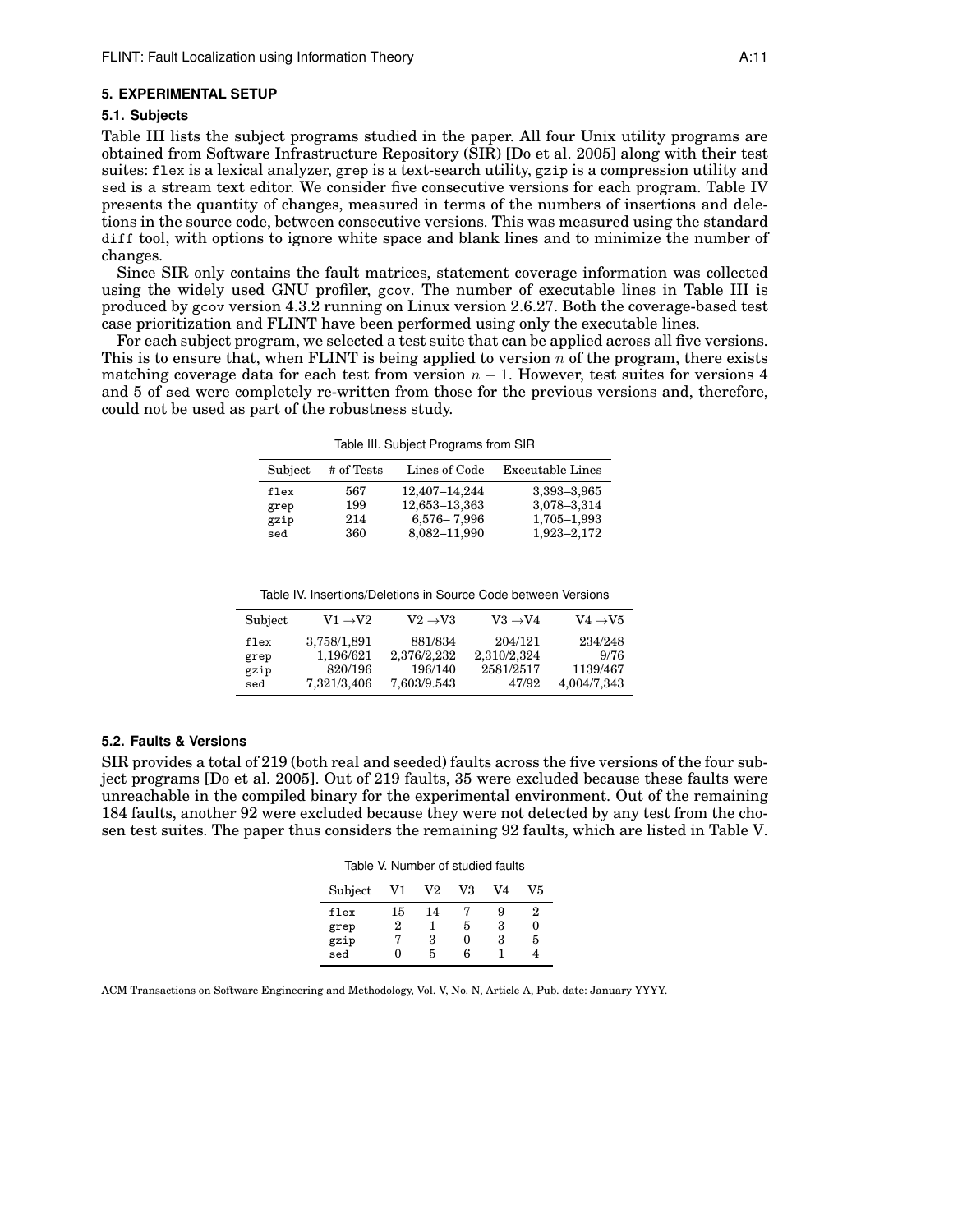## 5. EXPERIMENTAL SETUP

### 5.1. Subjects

Table III lists the subject programs studied in the paper. All four Unix utility programs are obtained from Software Infrastructure Repository (SIR) [Do et al. 2005] along with their test suites: `flex` is a lexical analyzer, `grep` is a text-search utility, `gzip` is a compression utility and `sed` is a stream text editor. We consider five consecutive versions for each program. Table IV presents the quantity of changes, measured in terms of the numbers of insertions and deletions in the source code, between consecutive versions. This was measured using the standard `diff` tool, with options to ignore white space and blank lines and to minimize the number of changes.

Since SIR only contains the fault matrices, statement coverage information was collected using the widely used GNU profiler, `gcov`. The number of executable lines in Table III is produced by `gcov` version 4.3.2 running on Linux version 2.6.27. Both the coverage-based test case prioritization and FLINT have been performed using only the executable lines.

For each subject program, we selected a test suite that can be applied across all five versions. This is to ensure that, when FLINT is being applied to version $n$ of the program, there exists matching coverage data for each test from version $n-1$. However, test suites for versions 4 and 5 of `sed` were completely re-written from those for the previous versions and, therefore, could not be used as part of the robustness study.

Table III. Subject Programs from SIR

| Subject | # of Tests | Lines of Code | Executable Lines |
|---|---|---|---|
| flex | 567 | 12,407–14,244 | 3,393–3,965 |
| grep | 199 | 12,653–13,363 | 3,078–3,314 |
| gzip | 214 | 6,576– 7,996 | 1,705–1,993 |
| sed | 360 | 8,082–11,990 | 1,923–2,172 |

Table IV. Insertions/Deletions in Source Code between Versions

| Subject | V1 →V2 | V2 →V3 | V3 →V4 | V4 →V5 |
|---|---|---|---|---|
| flex | 3,758/1,891 | 881/834 | 204/121 | 234/248 |
| grep | 1,196/621 | 2,376/2,232 | 2,310/2,324 | 9/76 |
| gzip | 820/196 | 196/140 | 2581/2517 | 1139/467 |
| sed | 7,321/3,406 | 7,603/9.543 | 47/92 | 4,004/7,343 |

### 5.2. Faults & Versions

SIR provides a total of 219 (both real and seeded) faults across the five versions of the four subject programs [Do et al. 2005]. Out of 219 faults, 35 were excluded because these faults were unreachable in the compiled binary for the experimental environment. Out of the remaining 184 faults, another 92 were excluded because they were not detected by any test from the chosen test suites. The paper thus considers the remaining 92 faults, which are listed in Table V.

Table V. Number of studied faults

| Subject | V1 | V2 | V3 | V4 | V5 |
|---|---|---|---|---|---|
| flex | 15 | 14 | 7 | 9 | 2 |
| grep | 2 | 1 | 5 | 3 | 0 |
| gzip | 7 | 3 | 0 | 3 | 5 |
| sed | 0 | 5 | 6 | 1 | 4 |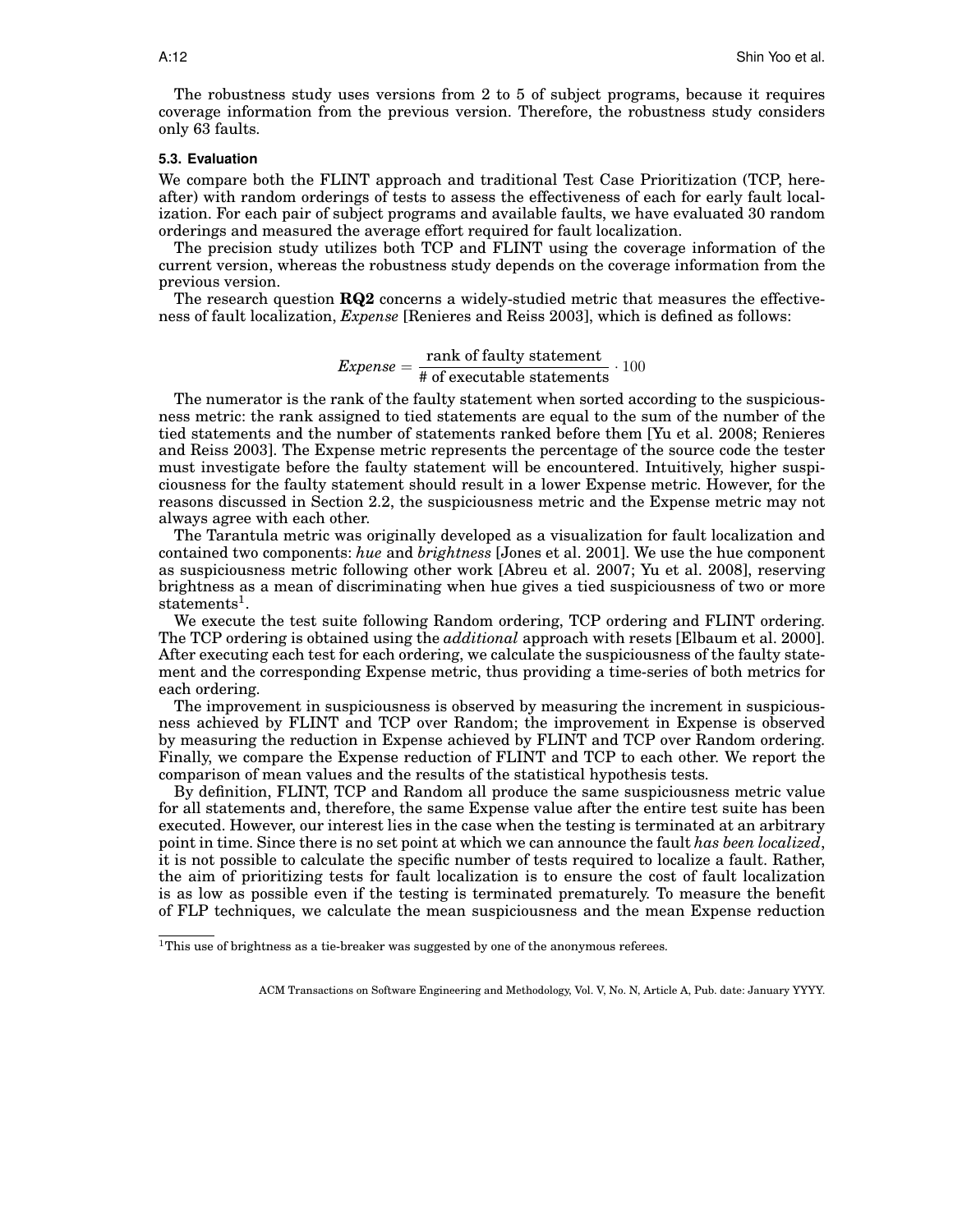The robustness study uses versions from 2 to 5 of subject programs, because it requires coverage information from the previous version. Therefore, the robustness study considers only 63 faults.

### 5.3. Evaluation

We compare both the FLINT approach and traditional Test Case Prioritization (TCP, hereafter) with random orderings of tests to assess the effectiveness of each for early fault localization. For each pair of subject programs and available faults, we have evaluated 30 random orderings and measured the average effort required for fault localization.

The precision study utilizes both TCP and FLINT using the coverage information of the current version, whereas the robustness study depends on the coverage information from the previous version.

The research question **RQ2** concerns a widely-studied metric that measures the effectiveness of fault localization, *Expense* [Renieres and Reiss 2003], which is defined as follows:

$$Expense = \frac{\text{rank of faulty statement}}{\text{\# of executable statements}} \cdot 100$$

The numerator is the rank of the faulty statement when sorted according to the suspiciousness metric: the rank assigned to tied statements are equal to the sum of the number of the tied statements and the number of statements ranked before them [Yu et al. 2008; Renieres and Reiss 2003]. The Expense metric represents the percentage of the source code the tester must investigate before the faulty statement will be encountered. Intuitively, higher suspiciousness for the faulty statement should result in a lower Expense metric. However, for the reasons discussed in Section 2.2, the suspiciousness metric and the Expense metric may not always agree with each other.

The Tarantula metric was originally developed as a visualization for fault localization and contained two components: *hue* and *brightness* [Jones et al. 2001]. We use the hue component as suspiciousness metric following other work [Abreu et al. 2007; Yu et al. 2008], reserving brightness as a mean of discriminating when hue gives a tied suspiciousness of two or more statements[1].

We execute the test suite following Random ordering, TCP ordering and FLINT ordering. The TCP ordering is obtained using the *additional* approach with resets [Elbaum et al. 2000]. After executing each test for each ordering, we calculate the suspiciousness of the faulty statement and the corresponding Expense metric, thus providing a time-series of both metrics for each ordering.

The improvement in suspiciousness is observed by measuring the increment in suspiciousness achieved by FLINT and TCP over Random; the improvement in Expense is observed by measuring the reduction in Expense achieved by FLINT and TCP over Random ordering. Finally, we compare the Expense reduction of FLINT and TCP to each other. We report the comparison of mean values and the results of the statistical hypothesis tests.

By definition, FLINT, TCP and Random all produce the same suspiciousness metric value for all statements and, therefore, the same Expense value after the entire test suite has been executed. However, our interest lies in the case when the testing is terminated at an arbitrary point in time. Since there is no set point at which we can announce the fault *has been localized*, it is not possible to calculate the specific number of tests required to localize a fault. Rather, the aim of prioritizing tests for fault localization is to ensure the cost of fault localization is as low as possible even if the testing is terminated prematurely. To measure the benefit of FLP techniques, we calculate the mean suspiciousness and the mean Expense reduction

[1] This use of brightness as a tie-breaker was suggested by one of the anonymous referees.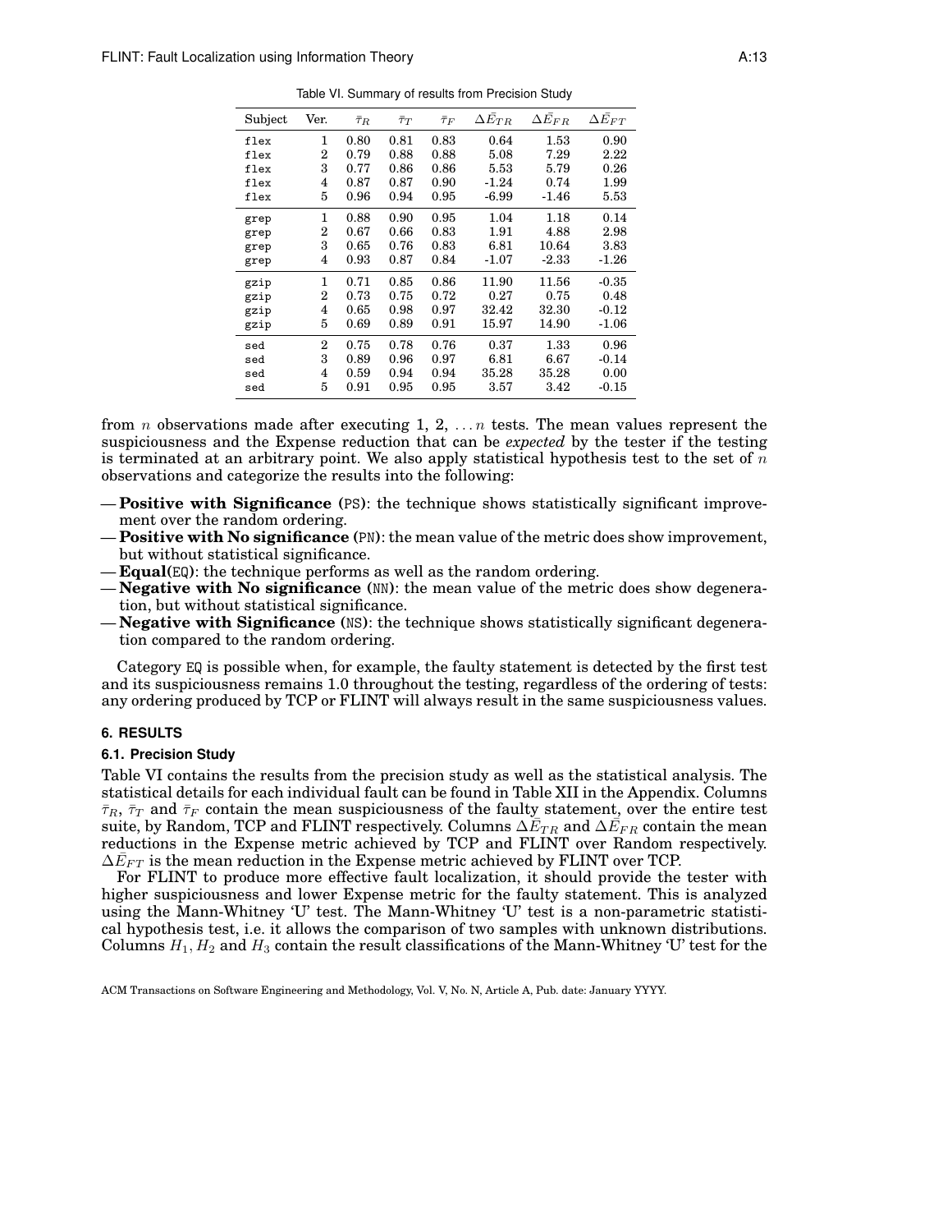Table VI. Summary of results from Precision Study

| Subject | Ver. | $\bar{\tau}_R$ | $\bar{\tau}_T$ | $\bar{\tau}_F$ | $\Delta\bar{E}_{TR}$ | $\Delta\bar{E}_{FR}$ | $\Delta\bar{E}_{FT}$ |
|---|---|---|---|---|---|---|---|
| flex | 1 | 0.80 | 0.81 | 0.83 | 0.64 | 1.53 | 0.90 |
| flex | 2 | 0.79 | 0.88 | 0.88 | 5.08 | 7.29 | 2.22 |
| flex | 3 | 0.77 | 0.86 | 0.86 | 5.53 | 5.79 | 0.26 |
| flex | 4 | 0.87 | 0.87 | 0.90 | -1.24 | 0.74 | 1.99 |
| flex | 5 | 0.96 | 0.94 | 0.95 | -6.99 | -1.46 | 5.53 |
| grep | 1 | 0.88 | 0.90 | 0.95 | 1.04 | 1.18 | 0.14 |
| grep | 2 | 0.67 | 0.66 | 0.83 | 1.91 | 4.88 | 2.98 |
| grep | 3 | 0.65 | 0.76 | 0.83 | 6.81 | 10.64 | 3.83 |
| grep | 4 | 0.93 | 0.87 | 0.84 | -1.07 | -2.33 | -1.26 |
| gzip | 1 | 0.71 | 0.85 | 0.86 | 11.90 | 11.56 | -0.35 |
| gzip | 2 | 0.73 | 0.75 | 0.72 | 0.27 | 0.75 | 0.48 |
| gzip | 4 | 0.65 | 0.98 | 0.97 | 32.42 | 32.30 | -0.12 |
| gzip | 5 | 0.69 | 0.89 | 0.91 | 15.97 | 14.90 | -1.06 |
| sed | 2 | 0.75 | 0.78 | 0.76 | 0.37 | 1.33 | 0.96 |
| sed | 3 | 0.89 | 0.96 | 0.97 | 6.81 | 6.67 | -0.14 |
| sed | 4 | 0.59 | 0.94 | 0.94 | 35.28 | 35.28 | 0.00 |
| sed | 5 | 0.91 | 0.95 | 0.95 | 3.57 | 3.42 | -0.15 |

from $n$ observations made after executing 1, 2, $\ldots n$ tests. The mean values represent the suspiciousness and the Expense reduction that can be *expected* by the tester if the testing is terminated at an arbitrary point. We also apply statistical hypothesis test to the set of $n$ observations and categorize the results into the following:

- **Positive with Significance** (PS): the technique shows statistically significant improvement over the random ordering.
- **Positive with No significance** (PN): the mean value of the metric does show improvement, but without statistical significance.
- **Equal**(EQ): the technique performs as well as the random ordering.
- **Negative with No significance** (NN): the mean value of the metric does show degeneration, but without statistical significance.
- **Negative with Significance** (NS): the technique shows statistically significant degeneration compared to the random ordering.

Category EQ is possible when, for example, the faulty statement is detected by the first test and its suspiciousness remains 1.0 throughout the testing, regardless of the ordering of tests: any ordering produced by TCP or FLINT will always result in the same suspiciousness values.

## 6. RESULTS

### 6.1. Precision Study

Table VI contains the results from the precision study as well as the statistical analysis. The statistical details for each individual fault can be found in Table XII in the Appendix. Columns $\bar{\tau}_R$, $\bar{\tau}_T$ and $\bar{\tau}_F$ contain the mean suspiciousness of the faulty statement, over the entire test suite, by Random, TCP and FLINT respectively. Columns $\Delta\bar{E}_{TR}$ and $\Delta\bar{E}_{FR}$ contain the mean reductions in the Expense metric achieved by TCP and FLINT over Random respectively. $\Delta\bar{E}_{FT}$ is the mean reduction in the Expense metric achieved by FLINT over TCP.

For FLINT to produce more effective fault localization, it should provide the tester with higher suspiciousness and lower Expense metric for the faulty statement. This is analyzed using the Mann-Whitney 'U' test. The Mann-Whitney 'U' test is a non-parametric statistical hypothesis test, i.e. it allows the comparison of two samples with unknown distributions. Columns $H_1$, $H_2$ and $H_3$ contain the result classifications of the Mann-Whitney 'U' test for the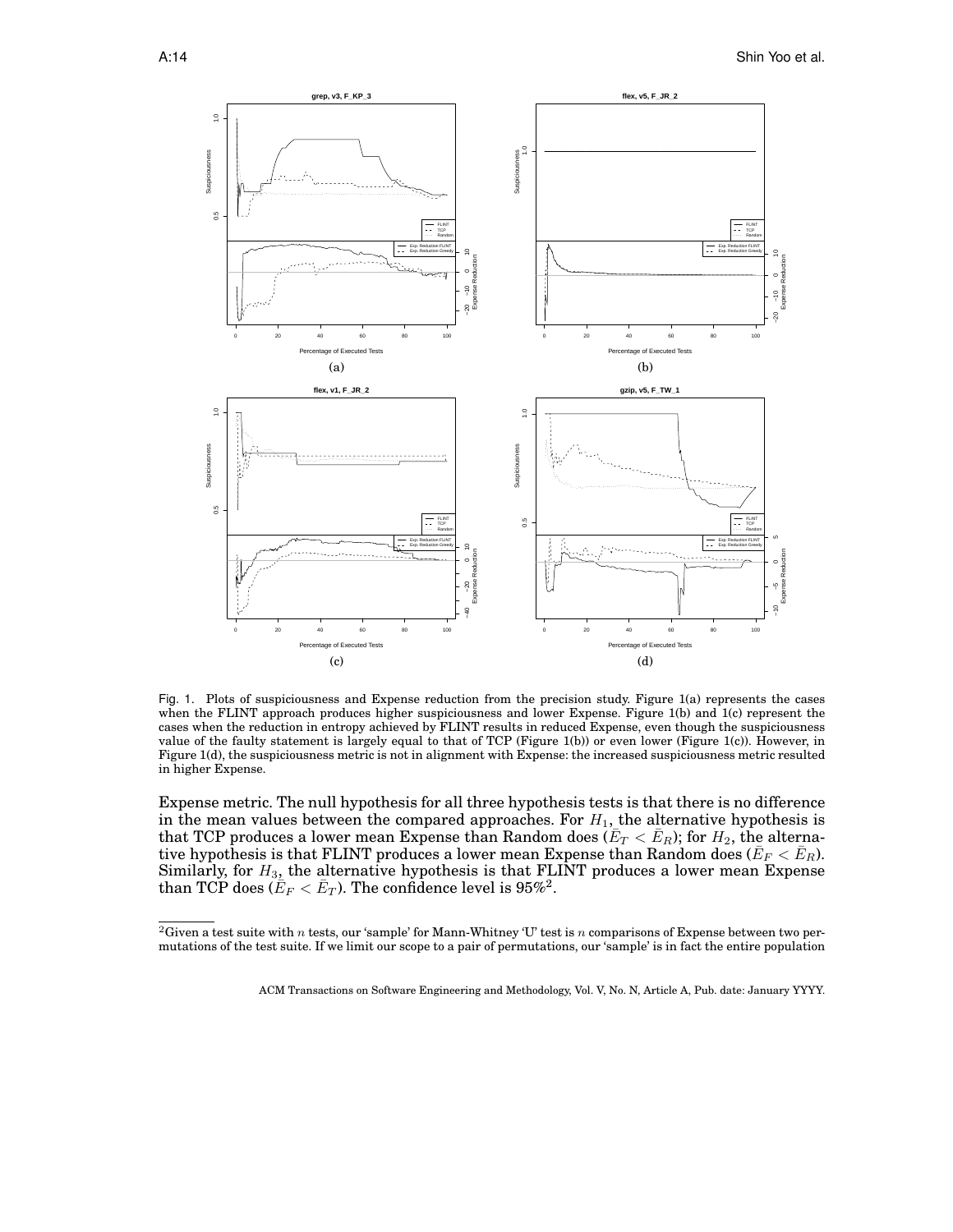Fig. 1. Plots of suspiciousness and Expense reduction from the precision study. Figure 1(a) represents the cases when the FLINT approach produces higher suspiciousness and lower Expense. Figure 1(b) and 1(c) represent the cases when the reduction in entropy achieved by FLINT results in reduced Expense, even though the suspiciousness value of the faulty statement is largely equal to that of TCP (Figure 1(b)) or even lower (Figure 1(c)). However, in Figure 1(d), the suspiciousness metric is not in alignment with Expense: the increased suspiciousness metric resulted in higher Expense.

Expense metric. The null hypothesis for all three hypothesis tests is that there is no difference in the mean values between the compared approaches. For $H_1$, the alternative hypothesis is that TCP produces a lower mean Expense than Random does ($\bar{E}_T < \bar{E}_R$); for $H_2$, the alternative hypothesis is that FLINT produces a lower mean Expense than Random does ($\bar{E}_F < \bar{E}_R$). Similarly, for $H_3$, the alternative hypothesis is that FLINT produces a lower mean Expense than TCP does ($\bar{E}_F < \bar{E}_T$). The confidence level is 95%[2].

[2]Given a test suite with $n$ tests, our 'sample' for Mann-Whitney 'U' test is $n$ comparisons of Expense between two permutations of the test suite. If we limit our scope to a pair of permutations, our 'sample' is in fact the entire population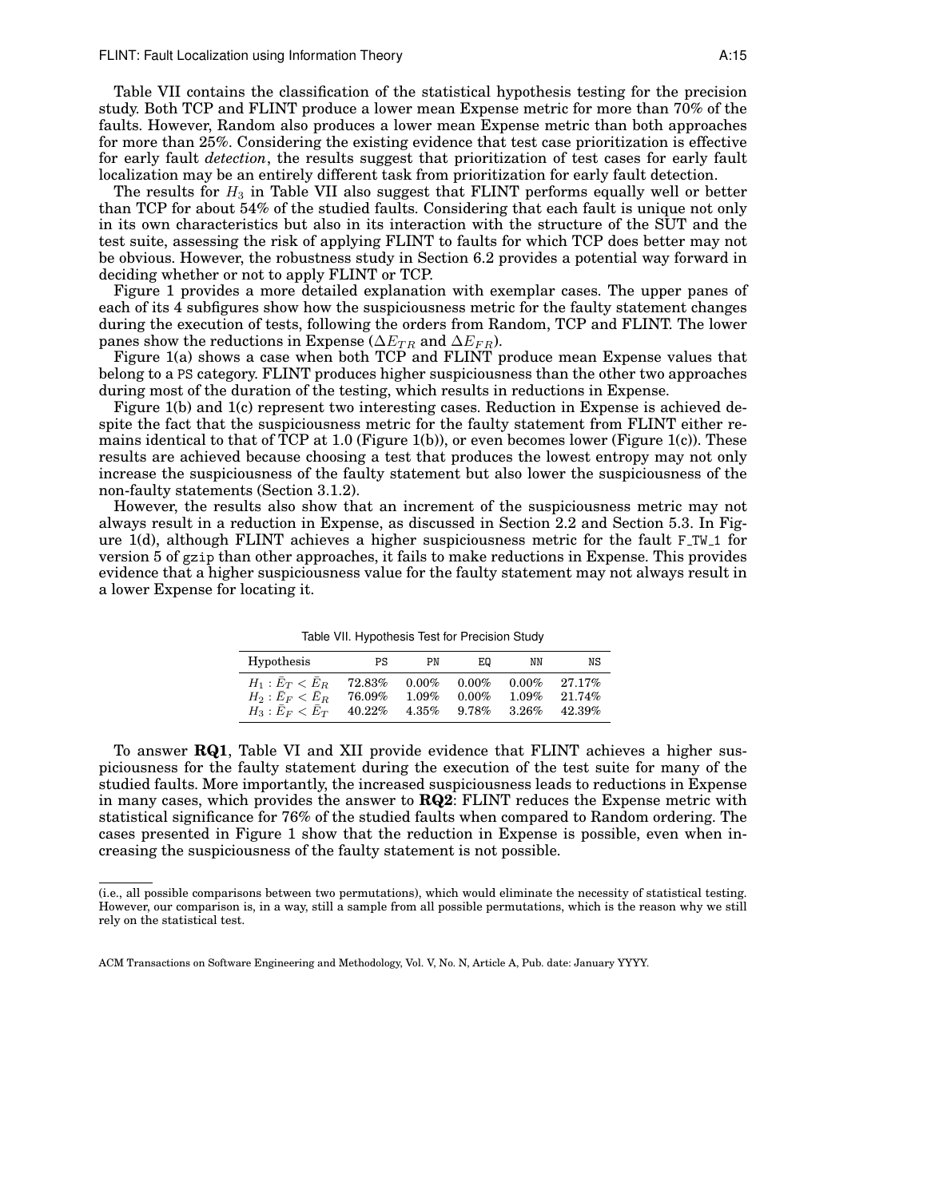Table VII contains the classification of the statistical hypothesis testing for the precision study. Both TCP and FLINT produce a lower mean Expense metric for more than 70% of the faults. However, Random also produces a lower mean Expense metric than both approaches for more than 25%. Considering the existing evidence that test case prioritization is effective for early fault *detection*, the results suggest that prioritization of test cases for early fault localization may be an entirely different task from prioritization for early fault detection.

The results for $H_3$ in Table VII also suggest that FLINT performs equally well or better than TCP for about 54% of the studied faults. Considering that each fault is unique not only in its own characteristics but also in its interaction with the structure of the SUT and the test suite, assessing the risk of applying FLINT to faults for which TCP does better may not be obvious. However, the robustness study in Section 6.2 provides a potential way forward in deciding whether or not to apply FLINT or TCP.

Figure 1 provides a more detailed explanation with exemplar cases. The upper panes of each of its 4 subfigures show how the suspiciousness metric for the faulty statement changes during the execution of tests, following the orders from Random, TCP and FLINT. The lower panes show the reductions in Expense ($\Delta E_{TR}$ and $\Delta E_{FR}$).

Figure 1(a) shows a case when both TCP and FLINT produce mean Expense values that belong to a PS category. FLINT produces higher suspiciousness than the other two approaches during most of the duration of the testing, which results in reductions in Expense.

Figure 1(b) and 1(c) represent two interesting cases. Reduction in Expense is achieved despite the fact that the suspiciousness metric for the faulty statement from FLINT either remains identical to that of TCP at 1.0 (Figure 1(b)), or even becomes lower (Figure 1(c)). These results are achieved because choosing a test that produces the lowest entropy may not only increase the suspiciousness of the faulty statement but also lower the suspiciousness of the non-faulty statements (Section 3.1.2).

However, the results also show that an increment of the suspiciousness metric may not always result in a reduction in Expense, as discussed in Section 2.2 and Section 5.3. In Figure 1(d), although FLINT achieves a higher suspiciousness metric for the fault F_TW_1 for version 5 of gzip than other approaches, it fails to make reductions in Expense. This provides evidence that a higher suspiciousness value for the faulty statement may not always result in a lower Expense for locating it.

Table VII. Hypothesis Test for Precision Study

| Hypothesis | PS | PN | EQ | NN | NS |
|---|---|---|---|---|---|
| $H_1 : \bar{E}_T < \bar{E}_R$ | 72.83% | 0.00% | 0.00% | 0.00% | 27.17% |
| $H_2 : \bar{E}_F < \bar{E}_R$ | 76.09% | 1.09% | 0.00% | 1.09% | 21.74% |
| $H_3 : \bar{E}_F < \bar{E}_T$ | 40.22% | 4.35% | 9.78% | 3.26% | 42.39% |

To answer **RQ1**, Table VI and XII provide evidence that FLINT achieves a higher suspiciousness for the faulty statement during the execution of the test suite for many of the studied faults. More importantly, the increased suspiciousness leads to reductions in Expense in many cases, which provides the answer to **RQ2**: FLINT reduces the Expense metric with statistical significance for 76% of the studied faults when compared to Random ordering. The cases presented in Figure 1 show that the reduction in Expense is possible, even when increasing the suspiciousness of the faulty statement is not possible.

---

(i.e., all possible comparisons between two permutations), which would eliminate the necessity of statistical testing. However, our comparison is, in a way, still a sample from all possible permutations, which is the reason why we still rely on the statistical test.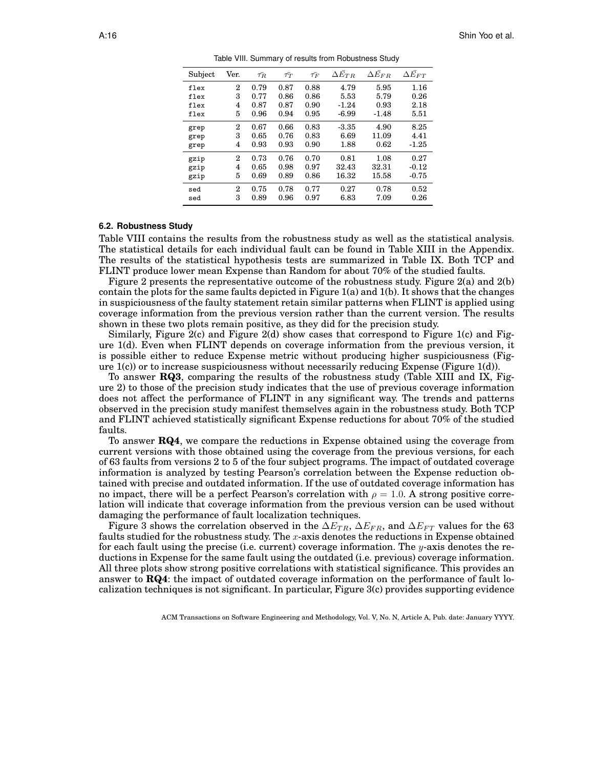Table VIII. Summary of results from Robustness Study

| Subject | Ver. | $\bar{\tau_R}$ | $\bar{\tau_T}$ | $\bar{\tau_F}$ | $\Delta \bar{E}_{TR}$ | $\Delta \bar{E}_{FR}$ | $\Delta \bar{E}_{FT}$ |
|---|---|---|---|---|---|---|---|
| flex | 2 | 0.79 | 0.87 | 0.88 | 4.79 | 5.95 | 1.16 |
| flex | 3 | 0.77 | 0.86 | 0.86 | 5.53 | 5.79 | 0.26 |
| flex | 4 | 0.87 | 0.87 | 0.90 | -1.24 | 0.93 | 2.18 |
| flex | 5 | 0.96 | 0.94 | 0.95 | -6.99 | -1.48 | 5.51 |
| grep | 2 | 0.67 | 0.66 | 0.83 | -3.35 | 4.90 | 8.25 |
| grep | 3 | 0.65 | 0.76 | 0.83 | 6.69 | 11.09 | 4.41 |
| grep | 4 | 0.93 | 0.93 | 0.90 | 1.88 | 0.62 | -1.25 |
| gzip | 2 | 0.73 | 0.76 | 0.70 | 0.81 | 1.08 | 0.27 |
| gzip | 4 | 0.65 | 0.98 | 0.97 | 32.43 | 32.31 | -0.12 |
| gzip | 5 | 0.69 | 0.89 | 0.86 | 16.32 | 15.58 | -0.75 |
| sed | 2 | 0.75 | 0.78 | 0.77 | 0.27 | 0.78 | 0.52 |
| sed | 3 | 0.89 | 0.96 | 0.97 | 6.83 | 7.09 | 0.26 |

### 6.2. Robustness Study

Table VIII contains the results from the robustness study as well as the statistical analysis. The statistical details for each individual fault can be found in Table XIII in the Appendix. The results of the statistical hypothesis tests are summarized in Table IX. Both TCP and FLINT produce lower mean Expense than Random for about 70% of the studied faults.

Figure 2 presents the representative outcome of the robustness study. Figure 2(a) and 2(b) contain the plots for the same faults depicted in Figure 1(a) and 1(b). It shows that the changes in suspiciousness of the faulty statement retain similar patterns when FLINT is applied using coverage information from the previous version rather than the current version. The results shown in these two plots remain positive, as they did for the precision study.

Similarly, Figure 2(c) and Figure 2(d) show cases that correspond to Figure 1(c) and Figure 1(d). Even when FLINT depends on coverage information from the previous version, it is possible either to reduce Expense metric without producing higher suspiciousness (Figure 1(c)) or to increase suspiciousness without necessarily reducing Expense (Figure 1(d)).

To answer **RQ3**, comparing the results of the robustness study (Table XIII and IX, Figure 2) to those of the precision study indicates that the use of previous coverage information does not affect the performance of FLINT in any significant way. The trends and patterns observed in the precision study manifest themselves again in the robustness study. Both TCP and FLINT achieved statistically significant Expense reductions for about 70% of the studied faults.

To answer **RQ4**, we compare the reductions in Expense obtained using the coverage from current versions with those obtained using the coverage from the previous versions, for each of 63 faults from versions 2 to 5 of the four subject programs. The impact of outdated coverage information is analyzed by testing Pearson's correlation between the Expense reduction obtained with precise and outdated information. If the use of outdated coverage information has no impact, there will be a perfect Pearson's correlation with $\rho = 1.0$. A strong positive correlation will indicate that coverage information from the previous version can be used without damaging the performance of fault localization techniques.

Figure 3 shows the correlation observed in the $\Delta E_{TR}$, $\Delta E_{FR}$, and $\Delta E_{FT}$ values for the 63 faults studied for the robustness study. The $x$-axis denotes the reductions in Expense obtained for each fault using the precise (i.e. current) coverage information. The $y$-axis denotes the reductions in Expense for the same fault using the outdated (i.e. previous) coverage information. All three plots show strong positive correlations with statistical significance. This provides an answer to **RQ4**: the impact of outdated coverage information on the performance of fault localization techniques is not significant. In particular, Figure 3(c) provides supporting evidence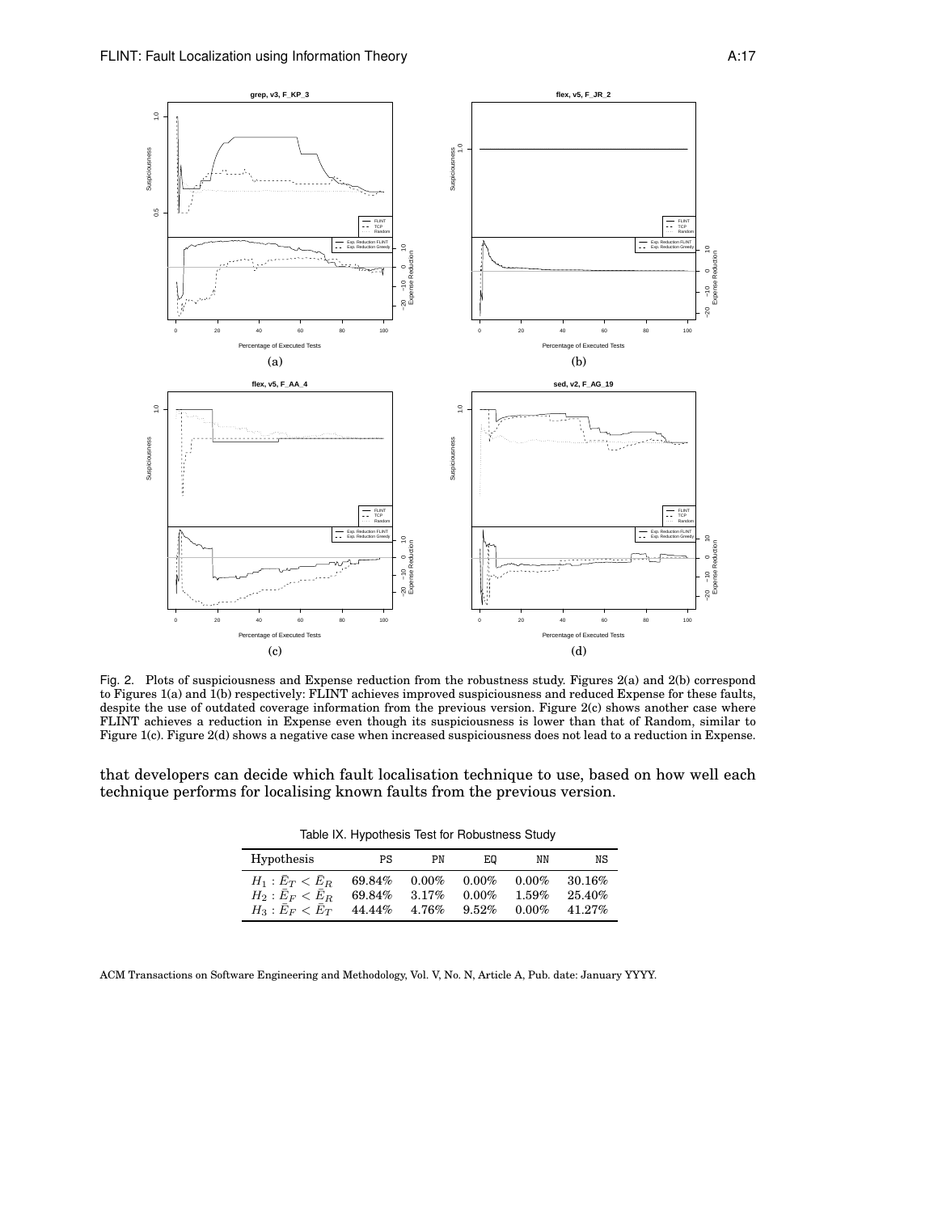Fig. 2. Plots of suspiciousness and Expense reduction from the robustness study. Figures 2(a) and 2(b) correspond to Figures 1(a) and 1(b) respectively: FLINT achieves improved suspiciousness and reduced Expense for these faults, despite the use of outdated coverage information from the previous version. Figure 2(c) shows another case where FLINT achieves a reduction in Expense even though its suspiciousness is lower than that of Random, similar to Figure 1(c). Figure 2(d) shows a negative case when increased suspiciousness does not lead to a reduction in Expense.

that developers can decide which fault localisation technique to use, based on how well each technique performs for localising known faults from the previous version.

Table IX. Hypothesis Test for Robustness Study

| Hypothesis | PS | PN | EQ | NN | NS |
|---|---|---|---|---|---|
| $H_1 : \bar{E}_T < \bar{E}_R$ | 69.84% | 0.00% | 0.00% | 0.00% | 30.16% |
| $H_2 : \bar{E}_F < \bar{E}_R$ | 69.84% | 3.17% | 0.00% | 1.59% | 25.40% |
| $H_3 : \bar{E}_F < \bar{E}_T$ | 44.44% | 4.76% | 9.52% | 0.00% | 41.27% |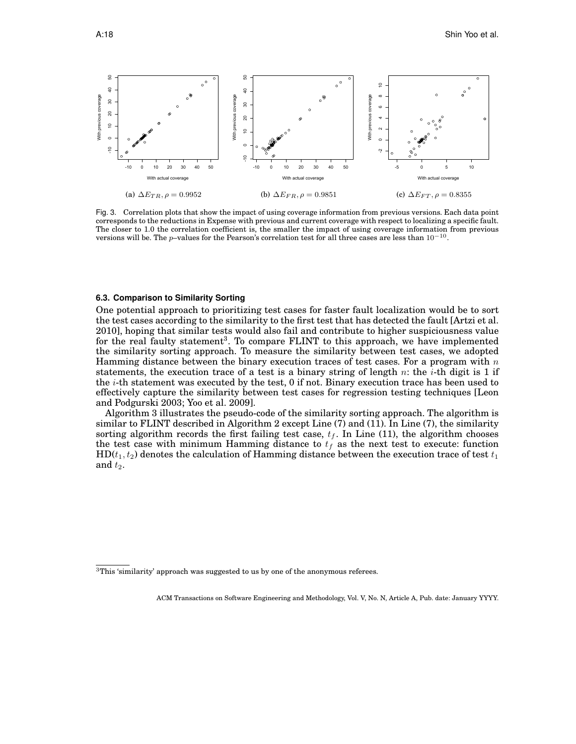(a) $\Delta E_{TR}, \rho = 0.9952$

(b) $\Delta E_{FR}, \rho = 0.9851$

(c) $\Delta E_{FT}, \rho = 0.8355$

Fig. 3. Correlation plots that show the impact of using coverage information from previous versions. Each data point corresponds to the reductions in Expense with previous and current coverage with respect to localizing a specific fault. The closer to 1.0 the correlation coefficient is, the smaller the impact of using coverage information from previous versions will be. The $p$–values for the Pearson's correlation test for all three cases are less than $10^{-10}$.

### 6.3. Comparison to Similarity Sorting

One potential approach to prioritizing test cases for faster fault localization would be to sort the test cases according to the similarity to the first test that has detected the fault [Artzi et al. 2010], hoping that similar tests would also fail and contribute to higher suspiciousness value for the real faulty statement[3]. To compare FLINT to this approach, we have implemented the similarity sorting approach. To measure the similarity between test cases, we adopted Hamming distance between the binary execution traces of test cases. For a program with $n$ statements, the execution trace of a test is a binary string of length $n$: the $i$-th digit is 1 if the $i$-th statement was executed by the test, 0 if not. Binary execution trace has been used to effectively capture the similarity between test cases for regression testing techniques [Leon and Podgurski 2003; Yoo et al. 2009].

Algorithm 3 illustrates the pseudo-code of the similarity sorting approach. The algorithm is similar to FLINT described in Algorithm 2 except Line (7) and (11). In Line (7), the similarity sorting algorithm records the first failing test case, $t_f$. In Line (11), the algorithm chooses the test case with minimum Hamming distance to $t_f$ as the next test to execute: function $\text{HD}(t_1, t_2)$ denotes the calculation of Hamming distance between the execution trace of test $t_1$ and $t_2$.

[3] This 'similarity' approach was suggested to us by one of the anonymous referees.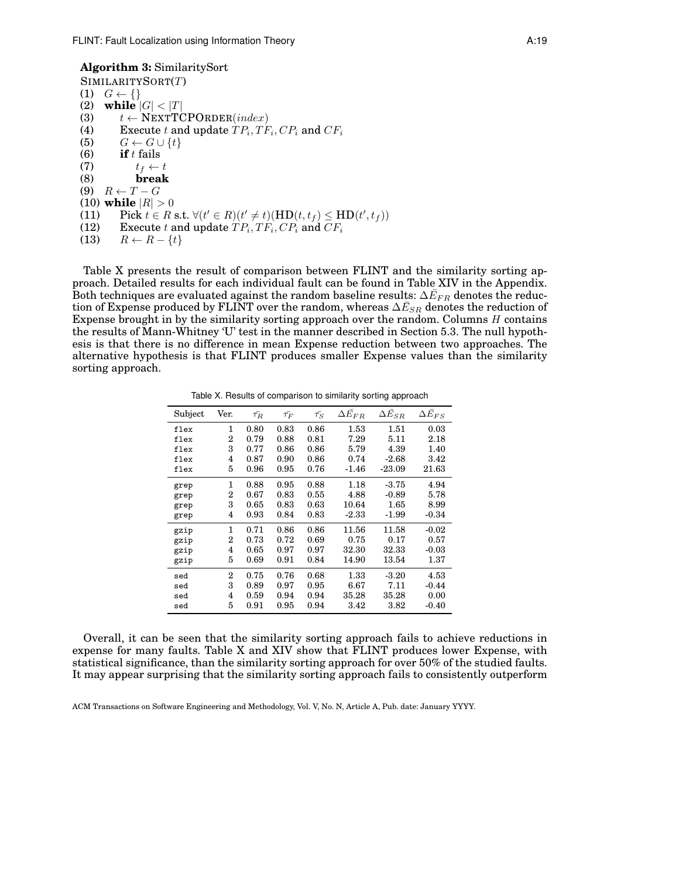**Algorithm 3:** SimilaritySort

SIMILARITYSORT($T$)
(1) $G \leftarrow \{\}$
(2) **while** $|G| < |T|$
(3) $\quad t \leftarrow$ NEXTTCPORDER($index$)
(4) $\quad$ Execute $t$ and update $TP_i, TF_i, CP_i$ and $CF_i$
(5) $\quad G \leftarrow G \cup \{t\}$
(6) $\quad$ **if** $t$ fails
(7) $\quad\quad t_f \leftarrow t$
(8) $\quad\quad$ **break**
(9) $R \leftarrow T - G$
(10) **while** $|R| > 0$
(11) $\quad$ Pick $t \in R$ s.t. $\forall(t' \in R)(t' \neq t)(\mathbf{HD}(t, t_f) \leq \mathbf{HD}(t', t_f))$
(12) $\quad$ Execute $t$ and update $TP_i, TF_i, CP_i$ and $CF_i$
(13) $\quad R \leftarrow R - \{t\}$

Table X presents the result of comparison between FLINT and the similarity sorting approach. Detailed results for each individual fault can be found in Table XIV in the Appendix. Both techniques are evaluated against the random baseline results: $\Delta\bar{E}_{FR}$ denotes the reduction of Expense produced by FLINT over the random, whereas $\Delta\bar{E}_{SR}$ denotes the reduction of Expense brought in by the similarity sorting approach over the random. Columns $H$ contains the results of Mann-Whitney 'U' test in the manner described in Section 5.3. The null hypothesis is that there is no difference in mean Expense reduction between two approaches. The alternative hypothesis is that FLINT produces smaller Expense values than the similarity sorting approach.

Table X. Results of comparison to similarity sorting approach

| Subject | Ver. | $\bar{\tau_R}$ | $\bar{\tau_F}$ | $\bar{\tau_S}$ | $\Delta\bar{E}_{FR}$ | $\Delta\bar{E}_{SR}$ | $\Delta\bar{E}_{FS}$ |
|---|---|---|---|---|---|---|---|
| flex | 1 | 0.80 | 0.83 | 0.86 | 1.53 | 1.51 | 0.03 |
| flex | 2 | 0.79 | 0.88 | 0.81 | 7.29 | 5.11 | 2.18 |
| flex | 3 | 0.77 | 0.86 | 0.86 | 5.79 | 4.39 | 1.40 |
| flex | 4 | 0.87 | 0.90 | 0.86 | 0.74 | -2.68 | 3.42 |
| flex | 5 | 0.96 | 0.95 | 0.76 | -1.46 | -23.09 | 21.63 |
| grep | 1 | 0.88 | 0.95 | 0.88 | 1.18 | -3.75 | 4.94 |
| grep | 2 | 0.67 | 0.83 | 0.55 | 4.88 | -0.89 | 5.78 |
| grep | 3 | 0.65 | 0.83 | 0.63 | 10.64 | 1.65 | 8.99 |
| grep | 4 | 0.93 | 0.84 | 0.83 | -2.33 | -1.99 | -0.34 |
| gzip | 1 | 0.71 | 0.86 | 0.86 | 11.56 | 11.58 | -0.02 |
| gzip | 2 | 0.73 | 0.72 | 0.69 | 0.75 | 0.17 | 0.57 |
| gzip | 4 | 0.65 | 0.97 | 0.97 | 32.30 | 32.33 | -0.03 |
| gzip | 5 | 0.69 | 0.91 | 0.84 | 14.90 | 13.54 | 1.37 |
| sed | 2 | 0.75 | 0.76 | 0.68 | 1.33 | -3.20 | 4.53 |
| sed | 3 | 0.89 | 0.97 | 0.95 | 6.67 | 7.11 | -0.44 |
| sed | 4 | 0.59 | 0.94 | 0.94 | 35.28 | 35.28 | 0.00 |
| sed | 5 | 0.91 | 0.95 | 0.94 | 3.42 | 3.82 | -0.40 |

Overall, it can be seen that the similarity sorting approach fails to achieve reductions in expense for many faults. Table X and XIV show that FLINT produces lower Expense, with statistical significance, than the similarity sorting approach for over 50% of the studied faults. It may appear surprising that the similarity sorting approach fails to consistently outperform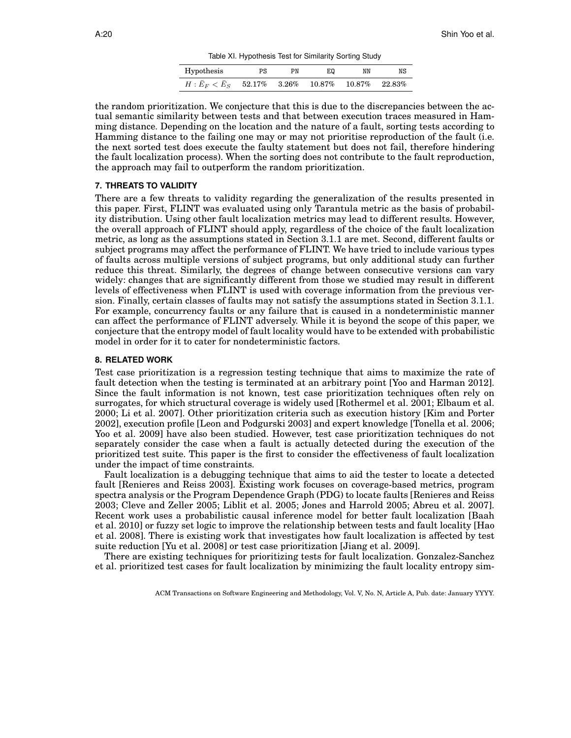Table XI. Hypothesis Test for Similarity Sorting Study

| Hypothesis | PS | PN | EQ | NN | NS |
|---|---|---|---|---|---|
| $H : \bar{E}_F < \bar{E}_S$ | 52.17% | 3.26% | 10.87% | 10.87% | 22.83% |

the random prioritization. We conjecture that this is due to the discrepancies between the actual semantic similarity between tests and that between execution traces measured in Hamming distance. Depending on the location and the nature of a fault, sorting tests according to Hamming distance to the failing one may or may not prioritise reproduction of the fault (i.e. the next sorted test does execute the faulty statement but does not fail, therefore hindering the fault localization process). When the sorting does not contribute to the fault reproduction, the approach may fail to outperform the random prioritization.

## 7. THREATS TO VALIDITY

There are a few threats to validity regarding the generalization of the results presented in this paper. First, FLINT was evaluated using only Tarantula metric as the basis of probability distribution. Using other fault localization metrics may lead to different results. However, the overall approach of FLINT should apply, regardless of the choice of the fault localization metric, as long as the assumptions stated in Section 3.1.1 are met. Second, different faults or subject programs may affect the performance of FLINT. We have tried to include various types of faults across multiple versions of subject programs, but only additional study can further reduce this threat. Similarly, the degrees of change between consecutive versions can vary widely: changes that are significantly different from those we studied may result in different levels of effectiveness when FLINT is used with coverage information from the previous version. Finally, certain classes of faults may not satisfy the assumptions stated in Section 3.1.1. For example, concurrency faults or any failure that is caused in a nondeterministic manner can affect the performance of FLINT adversely. While it is beyond the scope of this paper, we conjecture that the entropy model of fault locality would have to be extended with probabilistic model in order for it to cater for nondeterministic factors.

## 8. RELATED WORK

Test case prioritization is a regression testing technique that aims to maximize the rate of fault detection when the testing is terminated at an arbitrary point [Yoo and Harman 2012]. Since the fault information is not known, test case prioritization techniques often rely on surrogates, for which structural coverage is widely used [Rothermel et al. 2001; Elbaum et al. 2000; Li et al. 2007]. Other prioritization criteria such as execution history [Kim and Porter 2002], execution profile [Leon and Podgurski 2003] and expert knowledge [Tonella et al. 2006; Yoo et al. 2009] have also been studied. However, test case prioritization techniques do not separately consider the case when a fault is actually detected during the execution of the prioritized test suite. This paper is the first to consider the effectiveness of fault localization under the impact of time constraints.

Fault localization is a debugging technique that aims to aid the tester to locate a detected fault [Renieres and Reiss 2003]. Existing work focuses on coverage-based metrics, program spectra analysis or the Program Dependence Graph (PDG) to locate faults [Renieres and Reiss 2003; Cleve and Zeller 2005; Liblit et al. 2005; Jones and Harrold 2005; Abreu et al. 2007]. Recent work uses a probabilistic causal inference model for better fault localization [Baah et al. 2010] or fuzzy set logic to improve the relationship between tests and fault locality [Hao et al. 2008]. There is existing work that investigates how fault localization is affected by test suite reduction [Yu et al. 2008] or test case prioritization [Jiang et al. 2009].

There are existing techniques for prioritizing tests for fault localization. Gonzalez-Sanchez et al. prioritized test cases for fault localization by minimizing the fault locality entropy sim-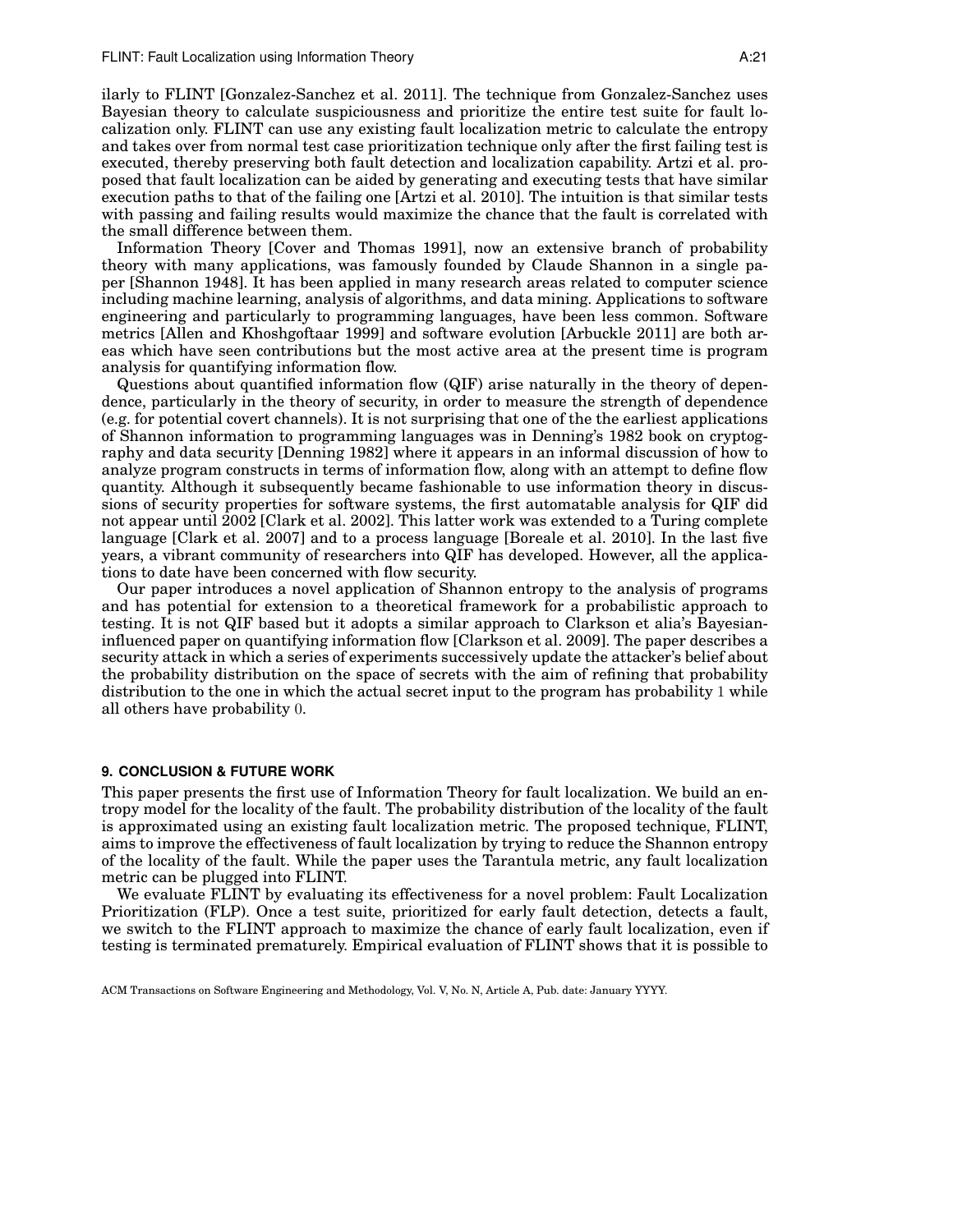ilarly to FLINT [Gonzalez-Sanchez et al. 2011]. The technique from Gonzalez-Sanchez uses Bayesian theory to calculate suspiciousness and prioritize the entire test suite for fault localization only. FLINT can use any existing fault localization metric to calculate the entropy and takes over from normal test case prioritization technique only after the first failing test is executed, thereby preserving both fault detection and localization capability. Artzi et al. proposed that fault localization can be aided by generating and executing tests that have similar execution paths to that of the failing one [Artzi et al. 2010]. The intuition is that similar tests with passing and failing results would maximize the chance that the fault is correlated with the small difference between them.

Information Theory [Cover and Thomas 1991], now an extensive branch of probability theory with many applications, was famously founded by Claude Shannon in a single paper [Shannon 1948]. It has been applied in many research areas related to computer science including machine learning, analysis of algorithms, and data mining. Applications to software engineering and particularly to programming languages, have been less common. Software metrics [Allen and Khoshgoftaar 1999] and software evolution [Arbuckle 2011] are both areas which have seen contributions but the most active area at the present time is program analysis for quantifying information flow.

Questions about quantified information flow (QIF) arise naturally in the theory of dependence, particularly in the theory of security, in order to measure the strength of dependence (e.g. for potential covert channels). It is not surprising that one of the the earliest applications of Shannon information to programming languages was in Denning's 1982 book on cryptography and data security [Denning 1982] where it appears in an informal discussion of how to analyze program constructs in terms of information flow, along with an attempt to define flow quantity. Although it subsequently became fashionable to use information theory in discussions of security properties for software systems, the first automatable analysis for QIF did not appear until 2002 [Clark et al. 2002]. This latter work was extended to a Turing complete language [Clark et al. 2007] and to a process language [Boreale et al. 2010]. In the last five years, a vibrant community of researchers into QIF has developed. However, all the applications to date have been concerned with flow security.

Our paper introduces a novel application of Shannon entropy to the analysis of programs and has potential for extension to a theoretical framework for a probabilistic approach to testing. It is not QIF based but it adopts a similar approach to Clarkson et alia's Bayesian-influenced paper on quantifying information flow [Clarkson et al. 2009]. The paper describes a security attack in which a series of experiments successively update the attacker's belief about the probability distribution on the space of secrets with the aim of refining that probability distribution to the one in which the actual secret input to the program has probability 1 while all others have probability 0.

## 9. CONCLUSION & FUTURE WORK

This paper presents the first use of Information Theory for fault localization. We build an entropy model for the locality of the fault. The probability distribution of the locality of the fault is approximated using an existing fault localization metric. The proposed technique, FLINT, aims to improve the effectiveness of fault localization by trying to reduce the Shannon entropy of the locality of the fault. While the paper uses the Tarantula metric, any fault localization metric can be plugged into FLINT.

We evaluate FLINT by evaluating its effectiveness for a novel problem: Fault Localization Prioritization (FLP). Once a test suite, prioritized for early fault detection, detects a fault, we switch to the FLINT approach to maximize the chance of early fault localization, even if testing is terminated prematurely. Empirical evaluation of FLINT shows that it is possible to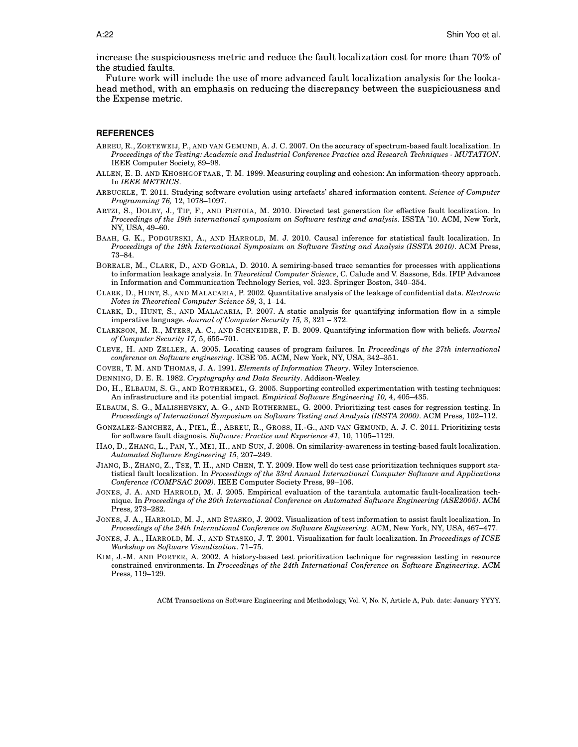increase the suspiciousness metric and reduce the fault localization cost for more than 70% of the studied faults.

Future work will include the use of more advanced fault localization analysis for the lookahead method, with an emphasis on reducing the discrepancy between the suspiciousness and the Expense metric.

## REFERENCES

ABREU, R., ZOETEWEIJ, P., AND VAN GEMUND, A. J. C. 2007. On the accuracy of spectrum-based fault localization. In *Proceedings of the Testing: Academic and Industrial Conference Practice and Research Techniques - MUTATION*. IEEE Computer Society, 89–98.

ALLEN, E. B. AND KHOSHGOFTAAR, T. M. 1999. Measuring coupling and cohesion: An information-theory approach. In *IEEE METRICS*.

ARBUCKLE, T. 2011. Studying software evolution using artefacts' shared information content. *Science of Computer Programming 76,* 12, 1078–1097.

ARTZI, S., DOLBY, J., TIP, F., AND PISTOIA, M. 2010. Directed test generation for effective fault localization. In *Proceedings of the 19th international symposium on Software testing and analysis*. ISSTA '10. ACM, New York, NY, USA, 49–60.

BAAH, G. K., PODGURSKI, A., AND HARROLD, M. J. 2010. Causal inference for statistical fault localization. In *Proceedings of the 19th International Symposium on Software Testing and Analysis (ISSTA 2010)*. ACM Press, 73–84.

BOREALE, M., CLARK, D., AND GORLA, D. 2010. A semiring-based trace semantics for processes with applications to information leakage analysis. In *Theoretical Computer Science*, C. Calude and V. Sassone, Eds. IFIP Advances in Information and Communication Technology Series, vol. 323. Springer Boston, 340–354.

CLARK, D., HUNT, S., AND MALACARIA, P. 2002. Quantitative analysis of the leakage of confidential data. *Electronic Notes in Theoretical Computer Science 59,* 3, 1–14.

CLARK, D., HUNT, S., AND MALACARIA, P. 2007. A static analysis for quantifying information flow in a simple imperative language. *Journal of Computer Security 15,* 3, 321 – 372.

CLARKSON, M. R., MYERS, A. C., AND SCHNEIDER, F. B. 2009. Quantifying information flow with beliefs. *Journal of Computer Security 17,* 5, 655–701.

CLEVE, H. AND ZELLER, A. 2005. Locating causes of program failures. In *Proceedings of the 27th international conference on Software engineering*. ICSE '05. ACM, New York, NY, USA, 342–351.

COVER, T. M. AND THOMAS, J. A. 1991. *Elements of Information Theory*. Wiley Interscience.

DENNING, D. E. R. 1982. *Cryptography and Data Security*. Addison-Wesley.

DO, H., ELBAUM, S. G., AND ROTHERMEL, G. 2005. Supporting controlled experimentation with testing techniques: An infrastructure and its potential impact. *Empirical Software Engineering 10,* 4, 405–435.

ELBAUM, S. G., MALISHEVSKY, A. G., AND ROTHERMEL, G. 2000. Prioritizing test cases for regression testing. In *Proceedings of International Symposium on Software Testing and Analysis (ISSTA 2000)*. ACM Press, 102–112.

GONZALEZ-SANCHEZ, A., PIEL, É., ABREU, R., GROSS, H.-G., AND VAN GEMUND, A. J. C. 2011. Prioritizing tests for software fault diagnosis. *Software: Practice and Experience 41,* 10, 1105–1129.

HAO, D., ZHANG, L., PAN, Y., MEI, H., AND SUN, J. 2008. On similarity-awareness in testing-based fault localization. *Automated Software Engineering 15*, 207–249.

JIANG, B., ZHANG, Z., TSE, T. H., AND CHEN, T. Y. 2009. How well do test case prioritization techniques support statistical fault localization. In *Proceedings of the 33rd Annual International Computer Software and Applications Conference (COMPSAC 2009)*. IEEE Computer Society Press, 99–106.

JONES, J. A. AND HARROLD, M. J. 2005. Empirical evaluation of the tarantula automatic fault-localization technique. In *Proceedings of the 20th International Conference on Automated Software Engineering (ASE2005)*. ACM Press, 273–282.

JONES, J. A., HARROLD, M. J., AND STASKO, J. 2002. Visualization of test information to assist fault localization. In *Proceedings of the 24th International Conference on Software Engineering*. ACM, New York, NY, USA, 467–477.

JONES, J. A., HARROLD, M. J., AND STASKO, J. T. 2001. Visualization for fault localization. In *Proceedings of ICSE Workshop on Software Visualization*. 71–75.

KIM, J.-M. AND PORTER, A. 2002. A history-based test prioritization technique for regression testing in resource constrained environments. In *Proceedings of the 24th International Conference on Software Engineering*. ACM Press, 119–129.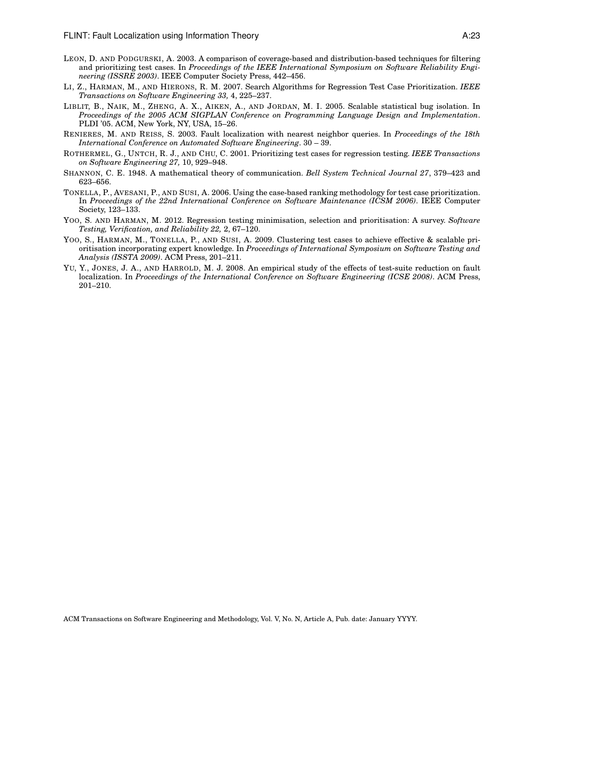LEON, D. AND PODGURSKI, A. 2003. A comparison of coverage-based and distribution-based techniques for filtering and prioritizing test cases. In *Proceedings of the IEEE International Symposium on Software Reliability Engineering (ISSRE 2003)*. IEEE Computer Society Press, 442–456.

LI, Z., HARMAN, M., AND HIERONS, R. M. 2007. Search Algorithms for Regression Test Case Prioritization. *IEEE Transactions on Software Engineering 33,* 4, 225–237.

LIBLIT, B., NAIK, M., ZHENG, A. X., AIKEN, A., AND JORDAN, M. I. 2005. Scalable statistical bug isolation. In *Proceedings of the 2005 ACM SIGPLAN Conference on Programming Language Design and Implementation*. PLDI '05. ACM, New York, NY, USA, 15–26.

RENIERES, M. AND REISS, S. 2003. Fault localization with nearest neighbor queries. In *Proceedings of the 18th International Conference on Automated Software Engineering*. 30 – 39.

ROTHERMEL, G., UNTCH, R. J., AND CHU, C. 2001. Prioritizing test cases for regression testing. *IEEE Transactions on Software Engineering 27,* 10, 929–948.

SHANNON, C. E. 1948. A mathematical theory of communication. *Bell System Technical Journal 27*, 379–423 and 623–656.

TONELLA, P., AVESANI, P., AND SUSI, A. 2006. Using the case-based ranking methodology for test case prioritization. In *Proceedings of the 22nd International Conference on Software Maintenance (ICSM 2006)*. IEEE Computer Society, 123–133.

YOO, S. AND HARMAN, M. 2012. Regression testing minimisation, selection and prioritisation: A survey. *Software Testing, Verification, and Reliability 22,* 2, 67–120.

YOO, S., HARMAN, M., TONELLA, P., AND SUSI, A. 2009. Clustering test cases to achieve effective & scalable prioritisation incorporating expert knowledge. In *Proceedings of International Symposium on Software Testing and Analysis (ISSTA 2009)*. ACM Press, 201–211.

YU, Y., JONES, J. A., AND HARROLD, M. J. 2008. An empirical study of the effects of test-suite reduction on fault localization. In *Proceedings of the International Conference on Software Engineering (ICSE 2008)*. ACM Press, 201–210.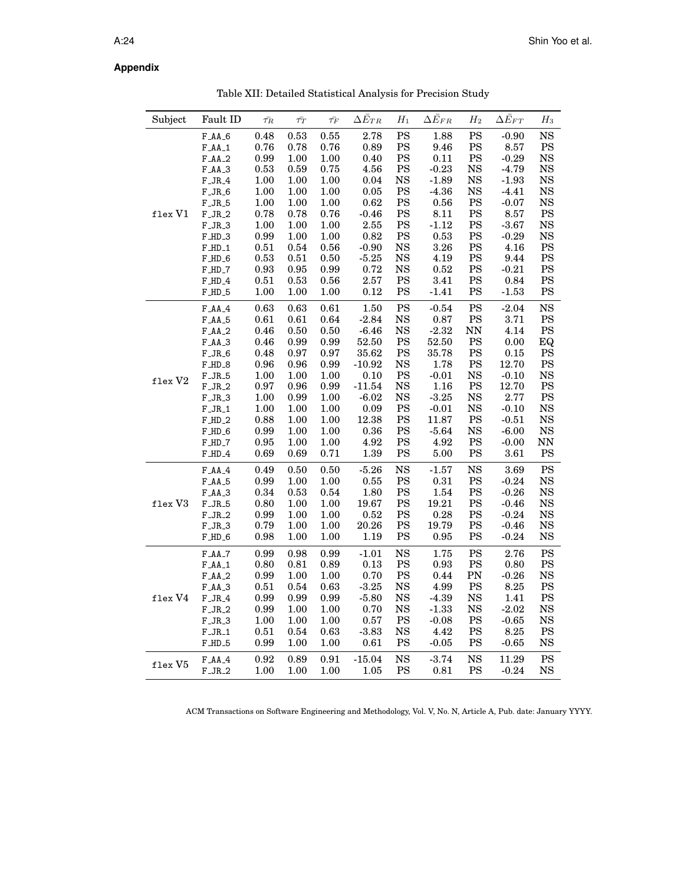## Appendix

Table XII: Detailed Statistical Analysis for Precision Study

| Subject | Fault ID | $\bar{\tau_R}$ | $\bar{\tau_T}$ | $\bar{\tau_F}$ | $\Delta\bar{E}_{TR}$ | $H_1$ | $\Delta\bar{E}_{FR}$ | $H_2$ | $\Delta\bar{E}_{FT}$ | $H_3$ |
|---|---|---|---|---|---|---|---|---|---|---|
| flex V1 | F_AA_6 | 0.48 | 0.53 | 0.55 | 2.78 | PS | 1.88 | PS | -0.90 | NS |
| | F_AA_1 | 0.76 | 0.78 | 0.76 | 0.89 | PS | 9.46 | PS | 8.57 | PS |
| | F_AA_2 | 0.99 | 1.00 | 1.00 | 0.40 | PS | 0.11 | PS | -0.29 | NS |
| | F_AA_3 | 0.53 | 0.59 | 0.75 | 4.56 | PS | -0.23 | NS | -4.79 | NS |
| | F_JR_4 | 1.00 | 1.00 | 1.00 | 0.04 | NS | -1.89 | NS | -1.93 | NS |
| | F_JR_6 | 1.00 | 1.00 | 1.00 | 0.05 | PS | -4.36 | NS | -4.41 | NS |
| | F_JR_5 | 1.00 | 1.00 | 1.00 | 0.62 | PS | 0.56 | PS | -0.07 | NS |
| | F_JR_2 | 0.78 | 0.78 | 0.76 | -0.46 | PS | 8.11 | PS | 8.57 | PS |
| | F_JR_3 | 1.00 | 1.00 | 1.00 | 2.55 | PS | -1.12 | PS | -3.67 | NS |
| | F_HD_3 | 0.99 | 1.00 | 1.00 | 0.82 | PS | 0.53 | PS | -0.29 | NS |
| | F_HD_1 | 0.51 | 0.54 | 0.56 | -0.90 | NS | 3.26 | PS | 4.16 | PS |
| | F_HD_6 | 0.53 | 0.51 | 0.50 | -5.25 | NS | 4.19 | PS | 9.44 | PS |
| | F_HD_7 | 0.93 | 0.95 | 0.99 | 0.72 | NS | 0.52 | PS | -0.21 | PS |
| | F_HD_4 | 0.51 | 0.53 | 0.56 | 2.57 | PS | 3.41 | PS | 0.84 | PS |
| | F_HD_5 | 1.00 | 1.00 | 1.00 | 0.12 | PS | -1.41 | PS | -1.53 | PS |
| flex V2 | F_AA_4 | 0.63 | 0.63 | 0.61 | 1.50 | PS | -0.54 | PS | -2.04 | NS |
| | F_AA_5 | 0.61 | 0.61 | 0.64 | -2.84 | NS | 0.87 | PS | 3.71 | PS |
| | F_AA_2 | 0.46 | 0.50 | 0.50 | -6.46 | NS | -2.32 | NN | 4.14 | PS |
| | F_AA_3 | 0.46 | 0.99 | 0.99 | 52.50 | PS | 52.50 | PS | 0.00 | EQ |
| | F_JR_6 | 0.48 | 0.97 | 0.97 | 35.62 | PS | 35.78 | PS | 0.15 | PS |
| | F_HD_8 | 0.96 | 0.96 | 0.99 | -10.92 | NS | 1.78 | PS | 12.70 | PS |
| | F_JR_5 | 1.00 | 1.00 | 1.00 | 0.10 | PS | -0.01 | NS | -0.10 | NS |
| | F_JR_2 | 0.97 | 0.96 | 0.99 | -11.54 | NS | 1.16 | PS | 12.70 | PS |
| | F_JR_3 | 1.00 | 0.99 | 1.00 | -6.02 | NS | -3.25 | NS | 2.77 | PS |
| | F_JR_1 | 1.00 | 1.00 | 1.00 | 0.09 | PS | -0.01 | NS | -0.10 | NS |
| | F_HD_2 | 0.88 | 1.00 | 1.00 | 12.38 | PS | 11.87 | PS | -0.51 | NS |
| | F_HD_6 | 0.99 | 1.00 | 1.00 | 0.36 | PS | -5.64 | NS | -6.00 | NS |
| | F_HD_7 | 0.95 | 1.00 | 1.00 | 4.92 | PS | 4.92 | PS | -0.00 | NN |
| | F_HD_4 | 0.69 | 0.69 | 0.71 | 1.39 | PS | 5.00 | PS | 3.61 | PS |
| flex V3 | F_AA_4 | 0.49 | 0.50 | 0.50 | -5.26 | NS | -1.57 | NS | 3.69 | PS |
| | F_AA_5 | 0.99 | 1.00 | 1.00 | 0.55 | PS | 0.31 | PS | -0.24 | NS |
| | F_AA_3 | 0.34 | 0.53 | 0.54 | 1.80 | PS | 1.54 | PS | -0.26 | NS |
| | F_JR_5 | 0.80 | 1.00 | 1.00 | 19.67 | PS | 19.21 | PS | -0.46 | NS |
| | F_JR_2 | 0.99 | 1.00 | 1.00 | 0.52 | PS | 0.28 | PS | -0.24 | NS |
| | F_JR_3 | 0.79 | 1.00 | 1.00 | 20.26 | PS | 19.79 | PS | -0.46 | NS |
| | F_HD_6 | 0.98 | 1.00 | 1.00 | 1.19 | PS | 0.95 | PS | -0.24 | NS |
| flex V4 | F_AA_7 | 0.99 | 0.98 | 0.99 | -1.01 | NS | 1.75 | PS | 2.76 | PS |
| | F_AA_1 | 0.80 | 0.81 | 0.89 | 0.13 | PS | 0.93 | PS | 0.80 | PS |
| | F_AA_2 | 0.99 | 1.00 | 1.00 | 0.70 | PS | 0.44 | PN | -0.26 | NS |
| | F_AA_3 | 0.51 | 0.54 | 0.63 | -3.25 | NS | 4.99 | PS | 8.25 | PS |
| | F_JR_4 | 0.99 | 0.99 | 0.99 | -5.80 | NS | -4.39 | NS | 1.41 | PS |
| | F_JR_2 | 0.99 | 1.00 | 1.00 | 0.70 | NS | -1.33 | NS | -2.02 | NS |
| | F_JR_3 | 1.00 | 1.00 | 1.00 | 0.57 | PS | -0.08 | PS | -0.65 | NS |
| | F_JR_1 | 0.51 | 0.54 | 0.63 | -3.83 | NS | 4.42 | PS | 8.25 | PS |
| | F_HD_5 | 0.99 | 1.00 | 1.00 | 0.61 | PS | -0.05 | PS | -0.65 | NS |
| flex V5 | F_AA_4 | 0.92 | 0.89 | 0.91 | -15.04 | NS | -3.74 | NS | 11.29 | PS |
| | F_JR_2 | 1.00 | 1.00 | 1.00 | 1.05 | PS | 0.81 | PS | -0.24 | NS |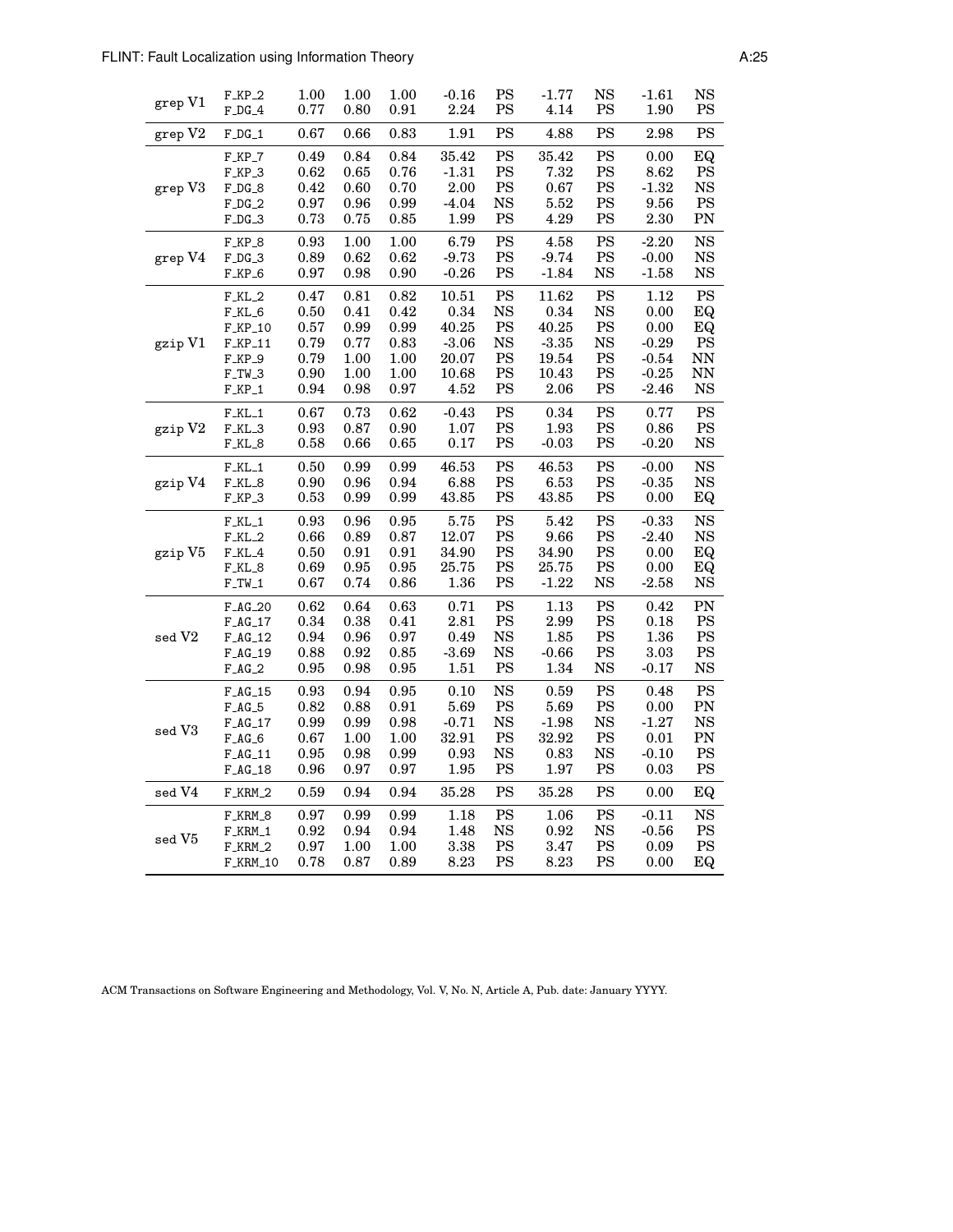| | | | | | | | | | | |
|---|---|---|---|---|---|---|---|---|---|---|
| grep V1 | F_KP_2 | 1.00 | 1.00 | 1.00 | -0.16 | PS | -1.77 | NS | -1.61 | NS |
| | F_DG_4 | 0.77 | 0.80 | 0.91 | 2.24 | PS | 4.14 | PS | 1.90 | PS |
| grep V2 | F_DG_1 | 0.67 | 0.66 | 0.83 | 1.91 | PS | 4.88 | PS | 2.98 | PS |
| grep V3 | F_KP_7 | 0.49 | 0.84 | 0.84 | 35.42 | PS | 35.42 | PS | 0.00 | EQ |
| | F_KP_3 | 0.62 | 0.65 | 0.76 | -1.31 | PS | 7.32 | PS | 8.62 | PS |
| | F_DG_8 | 0.42 | 0.60 | 0.70 | 2.00 | PS | 0.67 | PS | -1.32 | NS |
| | F_DG_2 | 0.97 | 0.96 | 0.99 | -4.04 | NS | 5.52 | PS | 9.56 | PS |
| | F_DG_3 | 0.73 | 0.75 | 0.85 | 1.99 | PS | 4.29 | PS | 2.30 | PN |
| grep V4 | F_KP_8 | 0.93 | 1.00 | 1.00 | 6.79 | PS | 4.58 | PS | -2.20 | NS |
| | F_DG_3 | 0.89 | 0.62 | 0.62 | -9.73 | PS | -9.74 | PS | -0.00 | NS |
| | F_KP_6 | 0.97 | 0.98 | 0.90 | -0.26 | PS | -1.84 | NS | -1.58 | NS |
| gzip V1 | F_KL_2 | 0.47 | 0.81 | 0.82 | 10.51 | PS | 11.62 | PS | 1.12 | PS |
| | F_KL_6 | 0.50 | 0.41 | 0.42 | 0.34 | NS | 0.34 | NS | 0.00 | EQ |
| | F_KP_10 | 0.57 | 0.99 | 0.99 | 40.25 | PS | 40.25 | PS | 0.00 | EQ |
| | F_KP_11 | 0.79 | 0.77 | 0.83 | -3.06 | NS | -3.35 | NS | -0.29 | PS |
| | F_KP_9 | 0.79 | 1.00 | 1.00 | 20.07 | PS | 19.54 | PS | -0.54 | NN |
| | F_TW_3 | 0.90 | 1.00 | 1.00 | 10.68 | PS | 10.43 | PS | -0.25 | NN |
| | F_KP_1 | 0.94 | 0.98 | 0.97 | 4.52 | PS | 2.06 | PS | -2.46 | NS |
| gzip V2 | F_KL_1 | 0.67 | 0.73 | 0.62 | -0.43 | PS | 0.34 | PS | 0.77 | PS |
| | F_KL_3 | 0.93 | 0.87 | 0.90 | 1.07 | PS | 1.93 | PS | 0.86 | PS |
| | F_KL_8 | 0.58 | 0.66 | 0.65 | 0.17 | PS | -0.03 | PS | -0.20 | NS |
| gzip V4 | F_KL_1 | 0.50 | 0.99 | 0.99 | 46.53 | PS | 46.53 | PS | -0.00 | NS |
| | F_KL_8 | 0.90 | 0.96 | 0.94 | 6.88 | PS | 6.53 | PS | -0.35 | NS |
| | F_KP_3 | 0.53 | 0.99 | 0.99 | 43.85 | PS | 43.85 | PS | 0.00 | EQ |
| gzip V5 | F_KL_1 | 0.93 | 0.96 | 0.95 | 5.75 | PS | 5.42 | PS | -0.33 | NS |
| | F_KL_2 | 0.66 | 0.89 | 0.87 | 12.07 | PS | 9.66 | PS | -2.40 | NS |
| | F_KL_4 | 0.50 | 0.91 | 0.91 | 34.90 | PS | 34.90 | PS | 0.00 | EQ |
| | F_KL_8 | 0.69 | 0.95 | 0.95 | 25.75 | PS | 25.75 | PS | 0.00 | EQ |
| | F_TW_1 | 0.67 | 0.74 | 0.86 | 1.36 | PS | -1.22 | NS | -2.58 | NS |
| sed V2 | F_AG_20 | 0.62 | 0.64 | 0.63 | 0.71 | PS | 1.13 | PS | 0.42 | PN |
| | F_AG_17 | 0.34 | 0.38 | 0.41 | 2.81 | PS | 2.99 | PS | 0.18 | PS |
| | F_AG_12 | 0.94 | 0.96 | 0.97 | 0.49 | NS | 1.85 | PS | 1.36 | PS |
| | F_AG_19 | 0.88 | 0.92 | 0.85 | -3.69 | NS | -0.66 | PS | 3.03 | PS |
| | F_AG_2 | 0.95 | 0.98 | 0.95 | 1.51 | PS | 1.34 | NS | -0.17 | NS |
| sed V3 | F_AG_15 | 0.93 | 0.94 | 0.95 | 0.10 | NS | 0.59 | PS | 0.48 | PS |
| | F_AG_5 | 0.82 | 0.88 | 0.91 | 5.69 | PS | 5.69 | PS | 0.00 | PN |
| | F_AG_17 | 0.99 | 0.99 | 0.98 | -0.71 | NS | -1.98 | NS | -1.27 | NS |
| | F_AG_6 | 0.67 | 1.00 | 1.00 | 32.91 | PS | 32.92 | PS | 0.01 | PN |
| | F_AG_11 | 0.95 | 0.98 | 0.99 | 0.93 | NS | 0.83 | NS | -0.10 | PS |
| | F_AG_18 | 0.96 | 0.97 | 0.97 | 1.95 | PS | 1.97 | PS | 0.03 | PS |
| sed V4 | F_KRM_2 | 0.59 | 0.94 | 0.94 | 35.28 | PS | 35.28 | PS | 0.00 | EQ |
| sed V5 | F_KRM_8 | 0.97 | 0.99 | 0.99 | 1.18 | PS | 1.06 | PS | -0.11 | NS |
| | F_KRM_1 | 0.92 | 0.94 | 0.94 | 1.48 | NS | 0.92 | NS | -0.56 | PS |
| | F_KRM_2 | 0.97 | 1.00 | 1.00 | 3.38 | PS | 3.47 | PS | 0.09 | PS |
| | F_KRM_10 | 0.78 | 0.87 | 0.89 | 8.23 | PS | 8.23 | PS | 0.00 | EQ |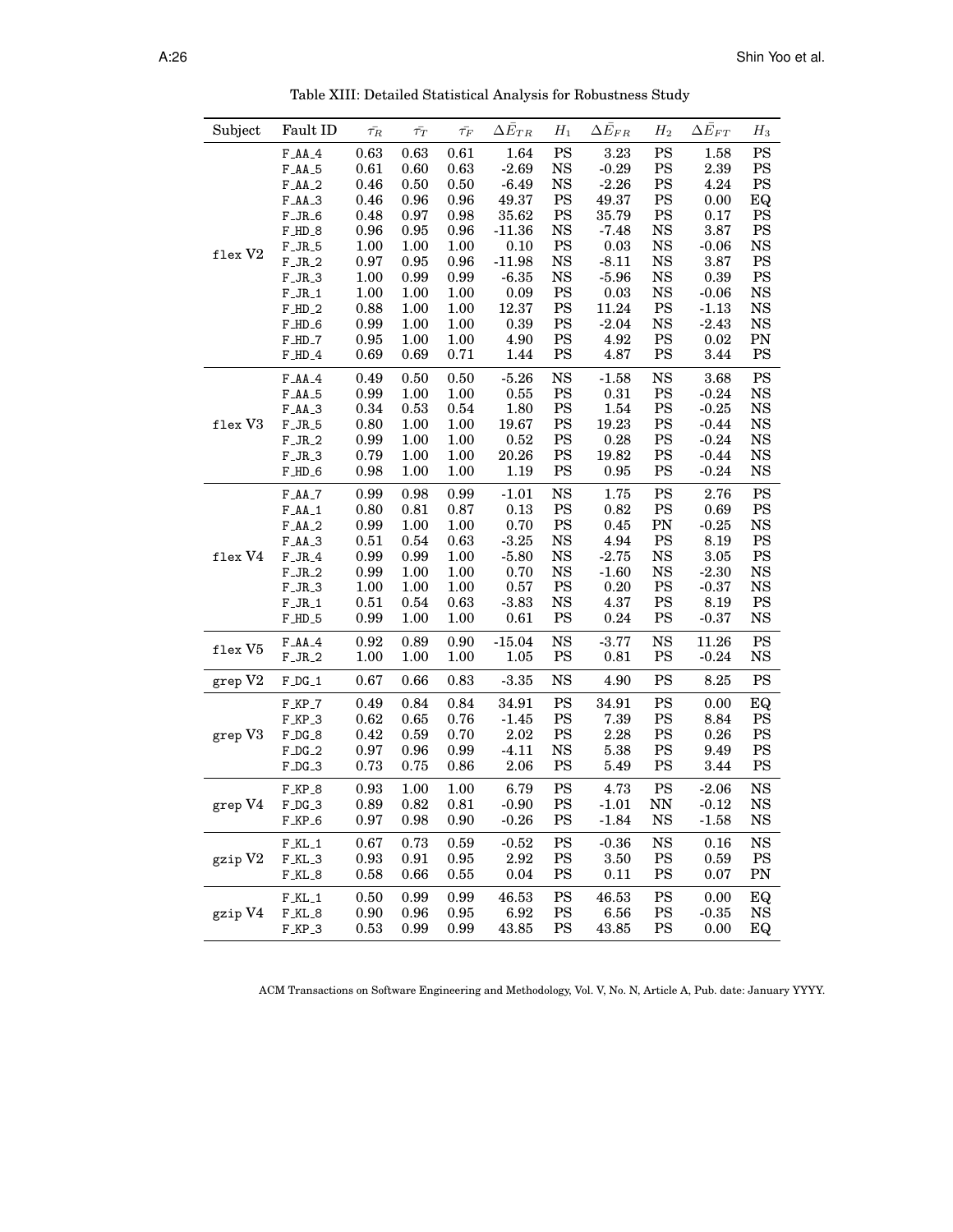Table XIII: Detailed Statistical Analysis for Robustness Study

| Subject | Fault ID | $\bar{\tau_R}$ | $\bar{\tau_T}$ | $\bar{\tau_F}$ | $\Delta\bar{E}_{TR}$ | $H_1$ | $\Delta\bar{E}_{FR}$ | $H_2$ | $\Delta\bar{E}_{FT}$ | $H_3$ |
|---|---|---|---|---|---|---|---|---|---|---|
| flex V2 | F_AA_4 | 0.63 | 0.63 | 0.61 | 1.64 | PS | 3.23 | PS | 1.58 | PS |
| | F_AA_5 | 0.61 | 0.60 | 0.63 | -2.69 | NS | -0.29 | PS | 2.39 | PS |
| | F_AA_2 | 0.46 | 0.50 | 0.50 | -6.49 | NS | -2.26 | PS | 4.24 | PS |
| | F_AA_3 | 0.46 | 0.96 | 0.96 | 49.37 | PS | 49.37 | PS | 0.00 | EQ |
| | F_JR_6 | 0.48 | 0.97 | 0.98 | 35.62 | PS | 35.79 | PS | 0.17 | PS |
| | F_HD_8 | 0.96 | 0.95 | 0.96 | -11.36 | NS | -7.48 | NS | 3.87 | PS |
| | F_JR_5 | 1.00 | 1.00 | 1.00 | 0.10 | PS | 0.03 | NS | -0.06 | NS |
| | F_JR_2 | 0.97 | 0.95 | 0.96 | -11.98 | NS | -8.11 | NS | 3.87 | PS |
| | F_JR_3 | 1.00 | 0.99 | 0.99 | -6.35 | NS | -5.96 | NS | 0.39 | PS |
| | F_JR_1 | 1.00 | 1.00 | 1.00 | 0.09 | PS | 0.03 | NS | -0.06 | NS |
| | F_HD_2 | 0.88 | 1.00 | 1.00 | 12.37 | PS | 11.24 | PS | -1.13 | NS |
| | F_HD_6 | 0.99 | 1.00 | 1.00 | 0.39 | PS | -2.04 | NS | -2.43 | NS |
| | F_HD_7 | 0.95 | 1.00 | 1.00 | 4.90 | PS | 4.92 | PS | 0.02 | PN |
| | F_HD_4 | 0.69 | 0.69 | 0.71 | 1.44 | PS | 4.87 | PS | 3.44 | PS |
| flex V3 | F_AA_4 | 0.49 | 0.50 | 0.50 | -5.26 | NS | -1.58 | NS | 3.68 | PS |
| | F_AA_5 | 0.99 | 1.00 | 1.00 | 0.55 | PS | 0.31 | PS | -0.24 | NS |
| | F_AA_3 | 0.34 | 0.53 | 0.54 | 1.80 | PS | 1.54 | PS | -0.25 | NS |
| | F_JR_5 | 0.80 | 1.00 | 1.00 | 19.67 | PS | 19.23 | PS | -0.44 | NS |
| | F_JR_2 | 0.99 | 1.00 | 1.00 | 0.52 | PS | 0.28 | PS | -0.24 | NS |
| | F_JR_3 | 0.79 | 1.00 | 1.00 | 20.26 | PS | 19.82 | PS | -0.44 | NS |
| | F_HD_6 | 0.98 | 1.00 | 1.00 | 1.19 | PS | 0.95 | PS | -0.24 | NS |
| flex V4 | F_AA_7 | 0.99 | 0.98 | 0.99 | -1.01 | NS | 1.75 | PS | 2.76 | PS |
| | F_AA_1 | 0.80 | 0.81 | 0.87 | 0.13 | PS | 0.82 | PS | 0.69 | PS |
| | F_AA_2 | 0.99 | 1.00 | 1.00 | 0.70 | PS | 0.45 | PN | -0.25 | NS |
| | F_AA_3 | 0.51 | 0.54 | 0.63 | -3.25 | NS | 4.94 | PS | 8.19 | PS |
| | F_JR_4 | 0.99 | 0.99 | 1.00 | -5.80 | NS | -2.75 | NS | 3.05 | PS |
| | F_JR_2 | 0.99 | 1.00 | 1.00 | 0.70 | NS | -1.60 | NS | -2.30 | NS |
| | F_JR_3 | 1.00 | 1.00 | 1.00 | 0.57 | PS | 0.20 | PS | -0.37 | NS |
| | F_JR_1 | 0.51 | 0.54 | 0.63 | -3.83 | NS | 4.37 | PS | 8.19 | PS |
| | F_HD_5 | 0.99 | 1.00 | 1.00 | 0.61 | PS | 0.24 | PS | -0.37 | NS |
| flex V5 | F_AA_4 | 0.92 | 0.89 | 0.90 | -15.04 | NS | -3.77 | NS | 11.26 | PS |
| | F_JR_2 | 1.00 | 1.00 | 1.00 | 1.05 | PS | 0.81 | PS | -0.24 | NS |
| grep V2 | F_DG_1 | 0.67 | 0.66 | 0.83 | -3.35 | NS | 4.90 | PS | 8.25 | PS |
| grep V3 | F_KP_7 | 0.49 | 0.84 | 0.84 | 34.91 | PS | 34.91 | PS | 0.00 | EQ |
| | F_KP_3 | 0.62 | 0.65 | 0.76 | -1.45 | PS | 7.39 | PS | 8.84 | PS |
| | F_DG_8 | 0.42 | 0.59 | 0.70 | 2.02 | PS | 2.28 | PS | 0.26 | PS |
| | F_DG_2 | 0.97 | 0.96 | 0.99 | -4.11 | NS | 5.38 | PS | 9.49 | PS |
| | F_DG_3 | 0.73 | 0.75 | 0.86 | 2.06 | PS | 5.49 | PS | 3.44 | PS |
| grep V4 | F_KP_8 | 0.93 | 1.00 | 1.00 | 6.79 | PS | 4.73 | PS | -2.06 | NS |
| | F_DG_3 | 0.89 | 0.82 | 0.81 | -0.90 | PS | -1.01 | NN | -0.12 | NS |
| | F_KP_6 | 0.97 | 0.98 | 0.90 | -0.26 | PS | -1.84 | NS | -1.58 | NS |
| gzip V2 | F_KL_1 | 0.67 | 0.73 | 0.59 | -0.52 | PS | -0.36 | NS | 0.16 | NS |
| | F_KL_3 | 0.93 | 0.91 | 0.95 | 2.92 | PS | 3.50 | PS | 0.59 | PS |
| | F_KL_8 | 0.58 | 0.66 | 0.55 | 0.04 | PS | 0.11 | PS | 0.07 | PN |
| gzip V4 | F_KL_1 | 0.50 | 0.99 | 0.99 | 46.53 | PS | 46.53 | PS | 0.00 | EQ |
| | F_KL_8 | 0.90 | 0.96 | 0.95 | 6.92 | PS | 6.56 | PS | -0.35 | NS |
| | F_KP_3 | 0.53 | 0.99 | 0.99 | 43.85 | PS | 43.85 | PS | 0.00 | EQ |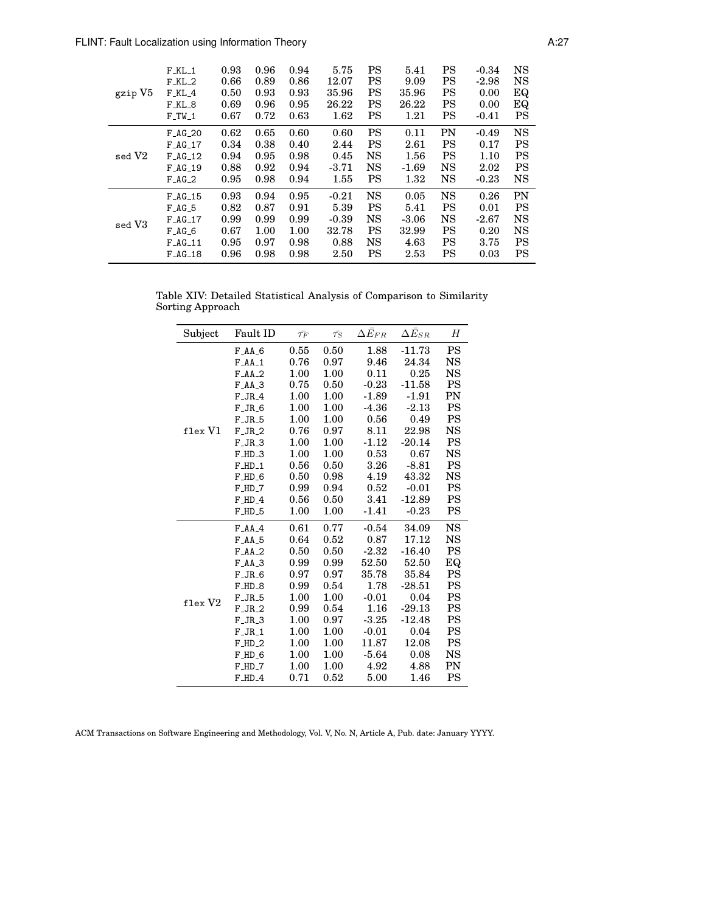| | | | | | | | | | | |
|---|---|---|---|---|---|---|---|---|---|---|
| gzip V5 | F_KL_1 | 0.93 | 0.96 | 0.94 | 5.75 | PS | 5.41 | PS | -0.34 | NS |
| | F_KL_2 | 0.66 | 0.89 | 0.86 | 12.07 | PS | 9.09 | PS | -2.98 | NS |
| | F_KL_4 | 0.50 | 0.93 | 0.93 | 35.96 | PS | 35.96 | PS | 0.00 | EQ |
| | F_KL_8 | 0.69 | 0.96 | 0.95 | 26.22 | PS | 26.22 | PS | 0.00 | EQ |
| | F_TW_1 | 0.67 | 0.72 | 0.63 | 1.62 | PS | 1.21 | PS | -0.41 | PS |
| sed V2 | F_AG_20 | 0.62 | 0.65 | 0.60 | 0.60 | PS | 0.11 | PN | -0.49 | NS |
| | F_AG_17 | 0.34 | 0.38 | 0.40 | 2.44 | PS | 2.61 | PS | 0.17 | PS |
| | F_AG_12 | 0.94 | 0.95 | 0.98 | 0.45 | NS | 1.56 | PS | 1.10 | PS |
| | F_AG_19 | 0.88 | 0.92 | 0.94 | -3.71 | NS | -1.69 | NS | 2.02 | PS |
| | F_AG_2 | 0.95 | 0.98 | 0.94 | 1.55 | PS | 1.32 | NS | -0.23 | NS |
| sed V3 | F_AG_15 | 0.93 | 0.94 | 0.95 | -0.21 | NS | 0.05 | NS | 0.26 | PN |
| | F_AG_5 | 0.82 | 0.87 | 0.91 | 5.39 | PS | 5.41 | PS | 0.01 | PS |
| | F_AG_17 | 0.99 | 0.99 | 0.99 | -0.39 | NS | -3.06 | NS | -2.67 | NS |
| | F_AG_6 | 0.67 | 1.00 | 1.00 | 32.78 | PS | 32.99 | PS | 0.20 | NS |
| | F_AG_11 | 0.95 | 0.97 | 0.98 | 0.88 | NS | 4.63 | PS | 3.75 | PS |
| | F_AG_18 | 0.96 | 0.98 | 0.98 | 2.50 | PS | 2.53 | PS | 0.03 | PS |

Table XIV: Detailed Statistical Analysis of Comparison to Similarity Sorting Approach

| Subject | Fault ID | $\bar{\tau_F}$ | $\bar{\tau_S}$ | $\Delta\bar{E}_{FR}$ | $\Delta\bar{E}_{SR}$ | $H$ |
|---|---|---|---|---|---|---|
| flex V1 | F_AA_6 | 0.55 | 0.50 | 1.88 | -11.73 | PS |
| | F_AA_1 | 0.76 | 0.97 | 9.46 | 24.34 | NS |
| | F_AA_2 | 1.00 | 1.00 | 0.11 | 0.25 | NS |
| | F_AA_3 | 0.75 | 0.50 | -0.23 | -11.58 | PS |
| | F_JR_4 | 1.00 | 1.00 | -1.89 | -1.91 | PN |
| | F_JR_6 | 1.00 | 1.00 | -4.36 | -2.13 | PS |
| | F_JR_5 | 1.00 | 1.00 | 0.56 | 0.49 | PS |
| | F_JR_2 | 0.76 | 0.97 | 8.11 | 22.98 | NS |
| | F_JR_3 | 1.00 | 1.00 | -1.12 | -20.14 | PS |
| | F_HD_3 | 1.00 | 1.00 | 0.53 | 0.67 | NS |
| | F_HD_1 | 0.56 | 0.50 | 3.26 | -8.81 | PS |
| | F_HD_6 | 0.50 | 0.98 | 4.19 | 43.32 | NS |
| | F_HD_7 | 0.99 | 0.94 | 0.52 | -0.01 | PS |
| | F_HD_4 | 0.56 | 0.50 | 3.41 | -12.89 | PS |
| | F_HD_5 | 1.00 | 1.00 | -1.41 | -0.23 | PS |
| flex V2 | F_AA_4 | 0.61 | 0.77 | -0.54 | 34.09 | NS |
| | F_AA_5 | 0.64 | 0.52 | 0.87 | 17.12 | NS |
| | F_AA_2 | 0.50 | 0.50 | -2.32 | -16.40 | PS |
| | F_AA_3 | 0.99 | 0.99 | 52.50 | 52.50 | EQ |
| | F_JR_6 | 0.97 | 0.97 | 35.78 | 35.84 | PS |
| | F_HD_8 | 0.99 | 0.54 | 1.78 | -28.51 | PS |
| | F_JR_5 | 1.00 | 1.00 | -0.01 | 0.04 | PS |
| | F_JR_2 | 0.99 | 0.54 | 1.16 | -29.13 | PS |
| | F_JR_3 | 1.00 | 0.97 | -3.25 | -12.48 | PS |
| | F_JR_1 | 1.00 | 1.00 | -0.01 | 0.04 | PS |
| | F_HD_2 | 1.00 | 1.00 | 11.87 | 12.08 | PS |
| | F_HD_6 | 1.00 | 1.00 | -5.64 | 0.08 | NS |
| | F_HD_7 | 1.00 | 1.00 | 4.92 | 4.88 | PN |
| | F_HD_4 | 0.71 | 0.52 | 5.00 | 1.46 | PS |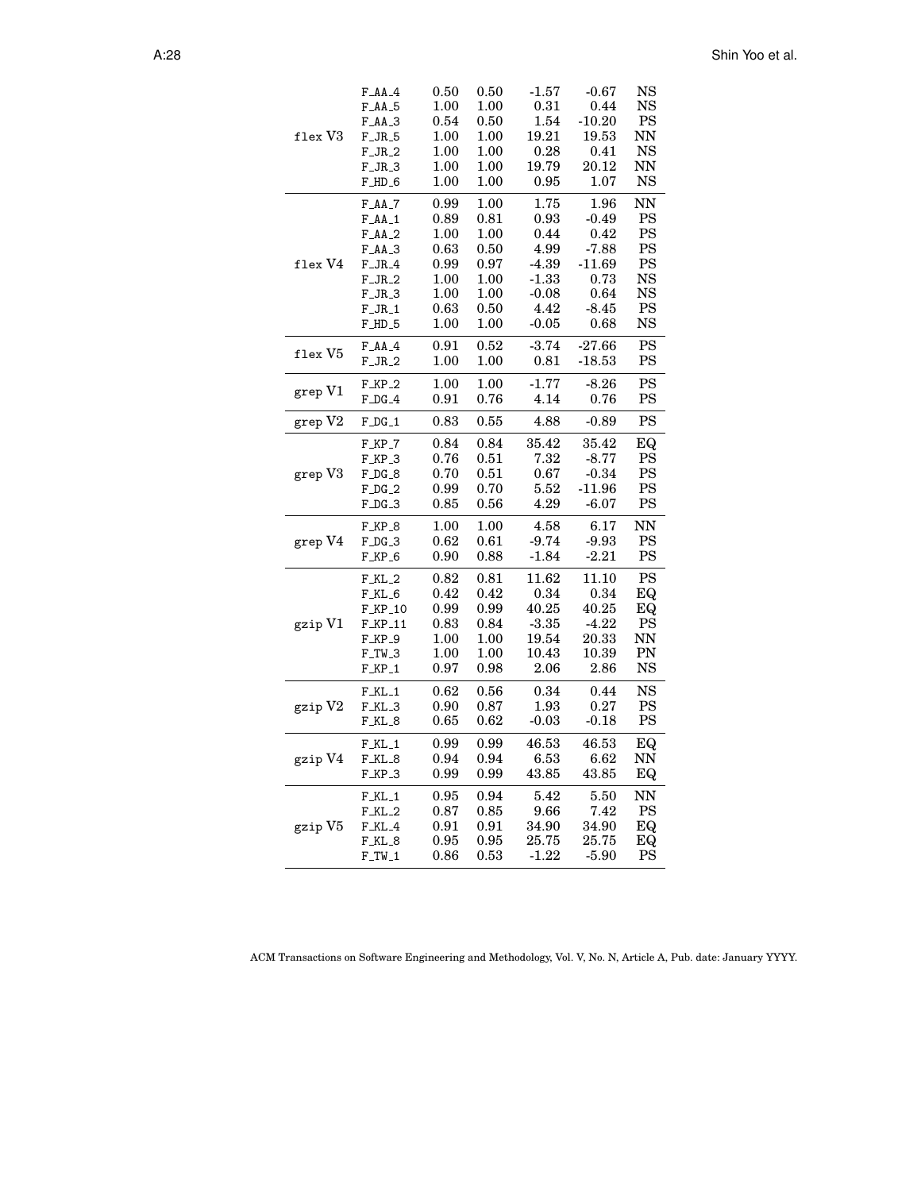| | | | | | | |
|---|---|---|---|---|---|---|
| flex V3 | F_AA_4 | 0.50 | 0.50 | -1.57 | -0.67 | NS |
| | F_AA_5 | 1.00 | 1.00 | 0.31 | 0.44 | NS |
| | F_AA_3 | 0.54 | 0.50 | 1.54 | -10.20 | PS |
| | F_JR_5 | 1.00 | 1.00 | 19.21 | 19.53 | NN |
| | F_JR_2 | 1.00 | 1.00 | 0.28 | 0.41 | NS |
| | F_JR_3 | 1.00 | 1.00 | 19.79 | 20.12 | NN |
| | F_HD_6 | 1.00 | 1.00 | 0.95 | 1.07 | NS |
| flex V4 | F_AA_7 | 0.99 | 1.00 | 1.75 | 1.96 | NN |
| | F_AA_1 | 0.89 | 0.81 | 0.93 | -0.49 | PS |
| | F_AA_2 | 1.00 | 1.00 | 0.44 | 0.42 | PS |
| | F_AA_3 | 0.63 | 0.50 | 4.99 | -7.88 | PS |
| | F_JR_4 | 0.99 | 0.97 | -4.39 | -11.69 | PS |
| | F_JR_2 | 1.00 | 1.00 | -1.33 | 0.73 | NS |
| | F_JR_3 | 1.00 | 1.00 | -0.08 | 0.64 | NS |
| | F_JR_1 | 0.63 | 0.50 | 4.42 | -8.45 | PS |
| | F_HD_5 | 1.00 | 1.00 | -0.05 | 0.68 | NS |
| flex V5 | F_AA_4 | 0.91 | 0.52 | -3.74 | -27.66 | PS |
| | F_JR_2 | 1.00 | 1.00 | 0.81 | -18.53 | PS |
| grep V1 | F_KP_2 | 1.00 | 1.00 | -1.77 | -8.26 | PS |
| | F_DG_4 | 0.91 | 0.76 | 4.14 | 0.76 | PS |
| grep V2 | F_DG_1 | 0.83 | 0.55 | 4.88 | -0.89 | PS |
| grep V3 | F_KP_7 | 0.84 | 0.84 | 35.42 | 35.42 | EQ |
| | F_KP_3 | 0.76 | 0.51 | 7.32 | -8.77 | PS |
| | F_DG_8 | 0.70 | 0.51 | 0.67 | -0.34 | PS |
| | F_DG_2 | 0.99 | 0.70 | 5.52 | -11.96 | PS |
| | F_DG_3 | 0.85 | 0.56 | 4.29 | -6.07 | PS |
| grep V4 | F_KP_8 | 1.00 | 1.00 | 4.58 | 6.17 | NN |
| | F_DG_3 | 0.62 | 0.61 | -9.74 | -9.93 | PS |
| | F_KP_6 | 0.90 | 0.88 | -1.84 | -2.21 | PS |
| gzip V1 | F_KL_2 | 0.82 | 0.81 | 11.62 | 11.10 | PS |
| | F_KL_6 | 0.42 | 0.42 | 0.34 | 0.34 | EQ |
| | F_KP_10 | 0.99 | 0.99 | 40.25 | 40.25 | EQ |
| | F_KP_11 | 0.83 | 0.84 | -3.35 | -4.22 | PS |
| | F_KP_9 | 1.00 | 1.00 | 19.54 | 20.33 | NN |
| | F_TW_3 | 1.00 | 1.00 | 10.43 | 10.39 | PN |
| | F_KP_1 | 0.97 | 0.98 | 2.06 | 2.86 | NS |
| gzip V2 | F_KL_1 | 0.62 | 0.56 | 0.34 | 0.44 | NS |
| | F_KL_3 | 0.90 | 0.87 | 1.93 | 0.27 | PS |
| | F_KL_8 | 0.65 | 0.62 | -0.03 | -0.18 | PS |
| gzip V4 | F_KL_1 | 0.99 | 0.99 | 46.53 | 46.53 | EQ |
| | F_KL_8 | 0.94 | 0.94 | 6.53 | 6.62 | NN |
| | F_KP_3 | 0.99 | 0.99 | 43.85 | 43.85 | EQ |
| gzip V5 | F_KL_1 | 0.95 | 0.94 | 5.42 | 5.50 | NN |
| | F_KL_2 | 0.87 | 0.85 | 9.66 | 7.42 | PS |
| | F_KL_4 | 0.91 | 0.91 | 34.90 | 34.90 | EQ |
| | F_KL_8 | 0.95 | 0.95 | 25.75 | 25.75 | EQ |
| | F_TW_1 | 0.86 | 0.53 | -1.22 | -5.90 | PS |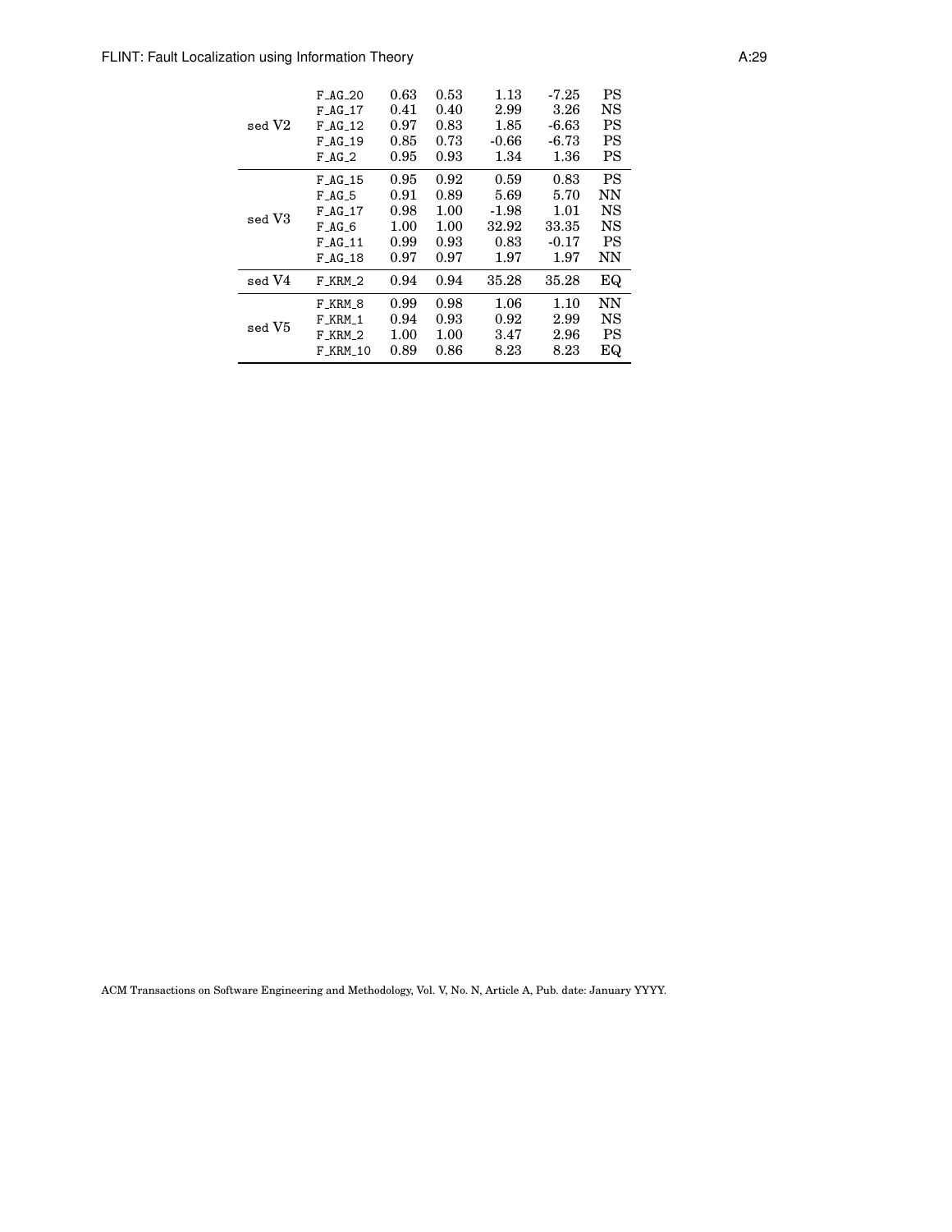| | | | | | | |
|---|---|---|---|---|---|---|
| sed V2 | F_AG_20 | 0.63 | 0.53 | 1.13 | -7.25 | PS |
| | F_AG_17 | 0.41 | 0.40 | 2.99 | 3.26 | NS |
| | F_AG_12 | 0.97 | 0.83 | 1.85 | -6.63 | PS |
| | F_AG_19 | 0.85 | 0.73 | -0.66 | -6.73 | PS |
| | F_AG_2 | 0.95 | 0.93 | 1.34 | 1.36 | PS |
| sed V3 | F_AG_15 | 0.95 | 0.92 | 0.59 | 0.83 | PS |
| | F_AG_5 | 0.91 | 0.89 | 5.69 | 5.70 | NN |
| | F_AG_17 | 0.98 | 1.00 | -1.98 | 1.01 | NS |
| | F_AG_6 | 1.00 | 1.00 | 32.92 | 33.35 | NS |
| | F_AG_11 | 0.99 | 0.93 | 0.83 | -0.17 | PS |
| | F_AG_18 | 0.97 | 0.97 | 1.97 | 1.97 | NN |
| sed V4 | F_KRM_2 | 0.94 | 0.94 | 35.28 | 35.28 | EQ |
| sed V5 | F_KRM_8 | 0.99 | 0.98 | 1.06 | 1.10 | NN |
| | F_KRM_1 | 0.94 | 0.93 | 0.92 | 2.99 | NS |
| | F_KRM_2 | 1.00 | 1.00 | 3.47 | 2.96 | PS |
| | F_KRM_10 | 0.89 | 0.86 | 8.23 | 8.23 | EQ |